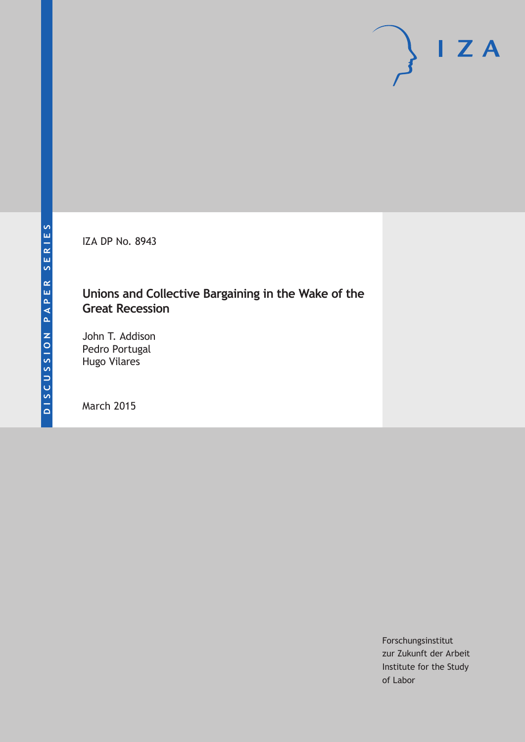DISCUSSION PAPER SERIES

IZA DP No. 8943

# Unions and Collective Bargaining in the Wake of the Great Recession

John T. Addison
Pedro Portugal
Hugo Vilares

March 2015

Forschungsinstitut
zur Zukunft der Arbeit
Institute for the Study
of Labor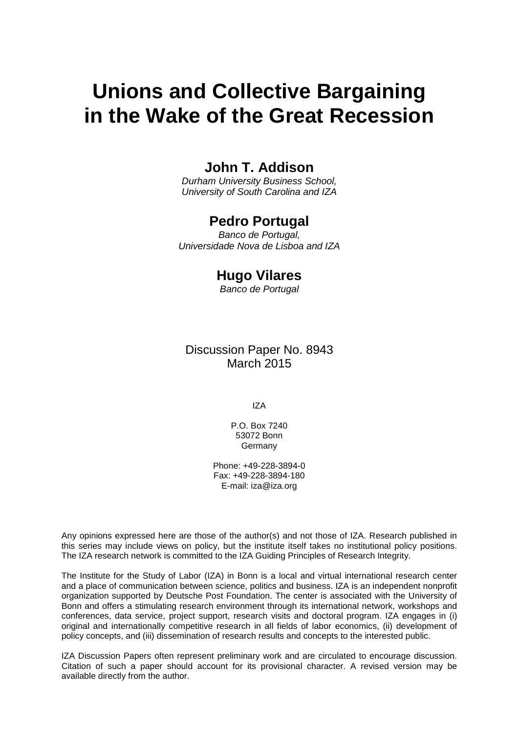# Unions and Collective Bargaining in the Wake of the Great Recession

## John T. Addison

*Durham University Business School,*
*University of South Carolina and IZA*

## Pedro Portugal

*Banco de Portugal,*
*Universidade Nova de Lisboa and IZA*

## Hugo Vilares

*Banco de Portugal*

Discussion Paper No. 8943
March 2015

IZA

P.O. Box 7240
53072 Bonn
Germany

Phone: +49-228-3894-0
Fax: +49-228-3894-180
E-mail: iza@iza.org

Any opinions expressed here are those of the author(s) and not those of IZA. Research published in this series may include views on policy, but the institute itself takes no institutional policy positions. The IZA research network is committed to the IZA Guiding Principles of Research Integrity.

The Institute for the Study of Labor (IZA) in Bonn is a local and virtual international research center and a place of communication between science, politics and business. IZA is an independent nonprofit organization supported by Deutsche Post Foundation. The center is associated with the University of Bonn and offers a stimulating research environment through its international network, workshops and conferences, data service, project support, research visits and doctoral program. IZA engages in (i) original and internationally competitive research in all fields of labor economics, (ii) development of policy concepts, and (iii) dissemination of research results and concepts to the interested public.

IZA Discussion Papers often represent preliminary work and are circulated to encourage discussion. Citation of such a paper should account for its provisional character. A revised version may be available directly from the author.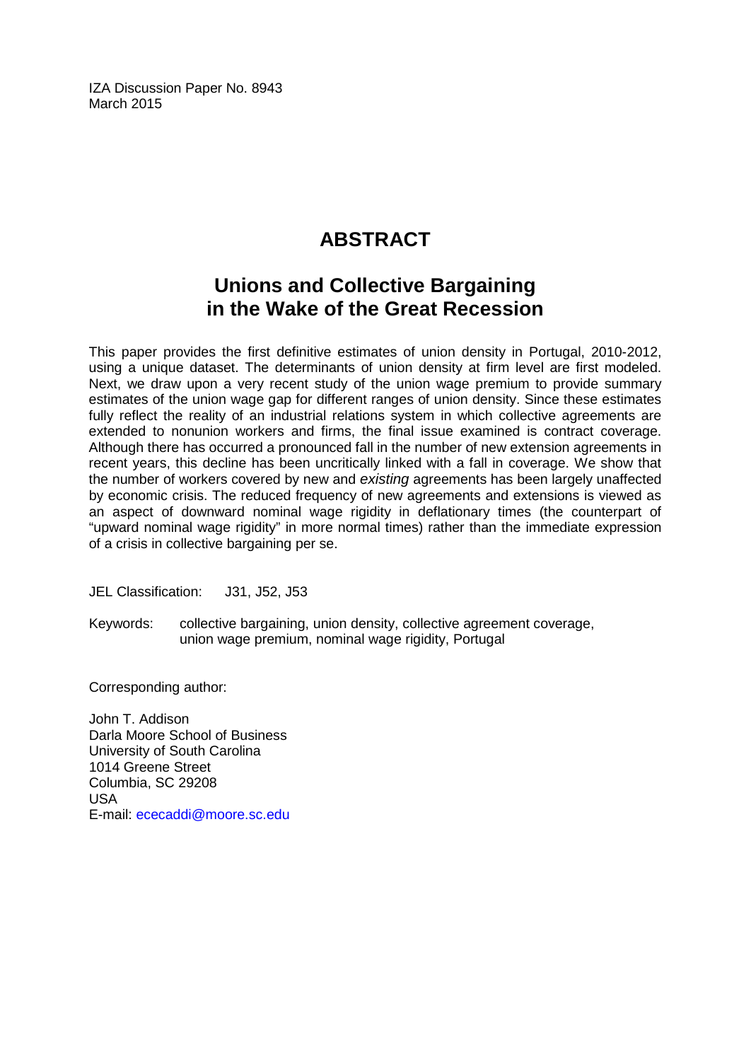IZA Discussion Paper No. 8943
March 2015

# ABSTRACT

## Unions and Collective Bargaining in the Wake of the Great Recession

This paper provides the first definitive estimates of union density in Portugal, 2010-2012, using a unique dataset. The determinants of union density at firm level are first modeled. Next, we draw upon a very recent study of the union wage premium to provide summary estimates of the union wage gap for different ranges of union density. Since these estimates fully reflect the reality of an industrial relations system in which collective agreements are extended to nonunion workers and firms, the final issue examined is contract coverage. Although there has occurred a pronounced fall in the number of new extension agreements in recent years, this decline has been uncritically linked with a fall in coverage. We show that the number of workers covered by new and *existing* agreements has been largely unaffected by economic crisis. The reduced frequency of new agreements and extensions is viewed as an aspect of downward nominal wage rigidity in deflationary times (the counterpart of "upward nominal wage rigidity" in more normal times) rather than the immediate expression of a crisis in collective bargaining per se.

JEL Classification: J31, J52, J53

Keywords: collective bargaining, union density, collective agreement coverage, union wage premium, nominal wage rigidity, Portugal

Corresponding author:

John T. Addison
Darla Moore School of Business
University of South Carolina
1014 Greene Street
Columbia, SC 29208
USA
E-mail: ececaddi@moore.sc.edu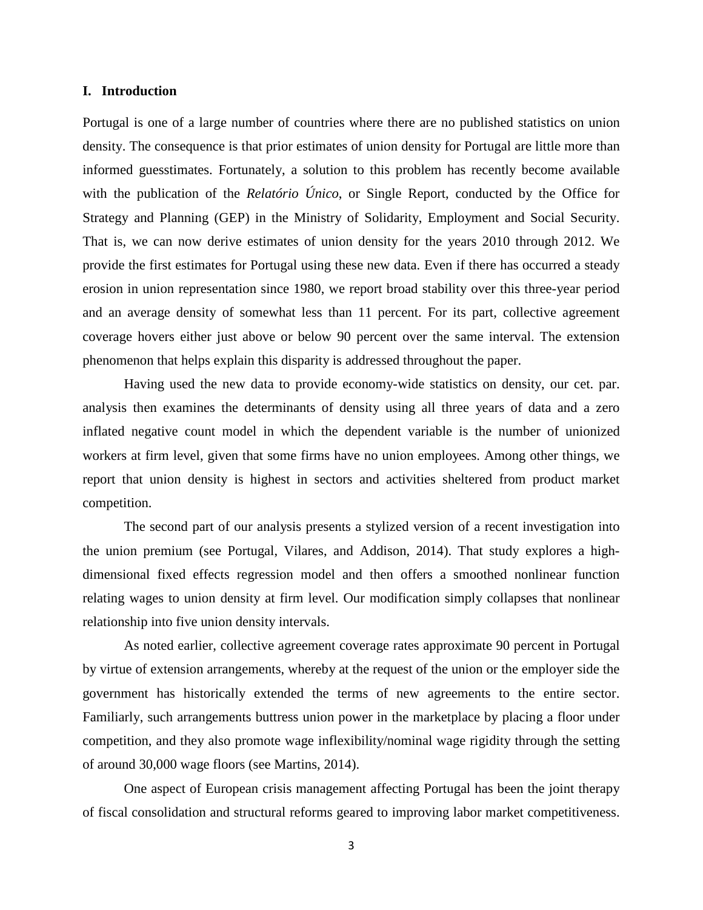## I. Introduction

Portugal is one of a large number of countries where there are no published statistics on union density. The consequence is that prior estimates of union density for Portugal are little more than informed guesstimates. Fortunately, a solution to this problem has recently become available with the publication of the *Relatório Único*, or Single Report, conducted by the Office for Strategy and Planning (GEP) in the Ministry of Solidarity, Employment and Social Security. That is, we can now derive estimates of union density for the years 2010 through 2012. We provide the first estimates for Portugal using these new data. Even if there has occurred a steady erosion in union representation since 1980, we report broad stability over this three-year period and an average density of somewhat less than 11 percent. For its part, collective agreement coverage hovers either just above or below 90 percent over the same interval. The extension phenomenon that helps explain this disparity is addressed throughout the paper.

Having used the new data to provide economy-wide statistics on density, our cet. par. analysis then examines the determinants of density using all three years of data and a zero inflated negative count model in which the dependent variable is the number of unionized workers at firm level, given that some firms have no union employees. Among other things, we report that union density is highest in sectors and activities sheltered from product market competition.

The second part of our analysis presents a stylized version of a recent investigation into the union premium (see Portugal, Vilares, and Addison, 2014). That study explores a high-dimensional fixed effects regression model and then offers a smoothed nonlinear function relating wages to union density at firm level. Our modification simply collapses that nonlinear relationship into five union density intervals.

As noted earlier, collective agreement coverage rates approximate 90 percent in Portugal by virtue of extension arrangements, whereby at the request of the union or the employer side the government has historically extended the terms of new agreements to the entire sector. Familiarly, such arrangements buttress union power in the marketplace by placing a floor under competition, and they also promote wage inflexibility/nominal wage rigidity through the setting of around 30,000 wage floors (see Martins, 2014).

One aspect of European crisis management affecting Portugal has been the joint therapy of fiscal consolidation and structural reforms geared to improving labor market competitiveness.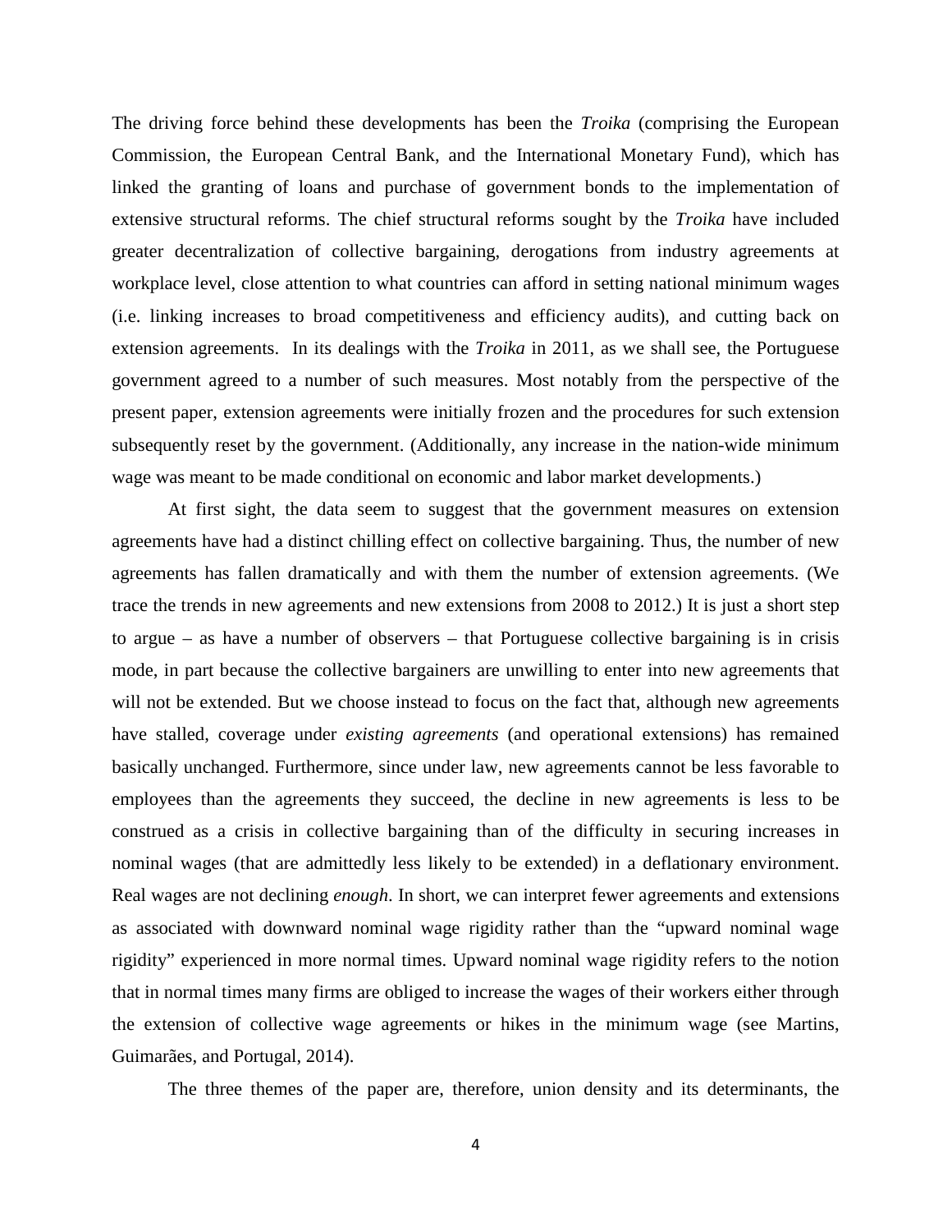The driving force behind these developments has been the *Troika* (comprising the European Commission, the European Central Bank, and the International Monetary Fund), which has linked the granting of loans and purchase of government bonds to the implementation of extensive structural reforms. The chief structural reforms sought by the *Troika* have included greater decentralization of collective bargaining, derogations from industry agreements at workplace level, close attention to what countries can afford in setting national minimum wages (i.e. linking increases to broad competitiveness and efficiency audits), and cutting back on extension agreements. In its dealings with the *Troika* in 2011, as we shall see, the Portuguese government agreed to a number of such measures. Most notably from the perspective of the present paper, extension agreements were initially frozen and the procedures for such extension subsequently reset by the government. (Additionally, any increase in the nation-wide minimum wage was meant to be made conditional on economic and labor market developments.)

At first sight, the data seem to suggest that the government measures on extension agreements have had a distinct chilling effect on collective bargaining. Thus, the number of new agreements has fallen dramatically and with them the number of extension agreements. (We trace the trends in new agreements and new extensions from 2008 to 2012.) It is just a short step to argue – as have a number of observers – that Portuguese collective bargaining is in crisis mode, in part because the collective bargainers are unwilling to enter into new agreements that will not be extended. But we choose instead to focus on the fact that, although new agreements have stalled, coverage under *existing agreements* (and operational extensions) has remained basically unchanged. Furthermore, since under law, new agreements cannot be less favorable to employees than the agreements they succeed, the decline in new agreements is less to be construed as a crisis in collective bargaining than of the difficulty in securing increases in nominal wages (that are admittedly less likely to be extended) in a deflationary environment. Real wages are not declining *enough*. In short, we can interpret fewer agreements and extensions as associated with downward nominal wage rigidity rather than the "upward nominal wage rigidity" experienced in more normal times. Upward nominal wage rigidity refers to the notion that in normal times many firms are obliged to increase the wages of their workers either through the extension of collective wage agreements or hikes in the minimum wage (see Martins, Guimarães, and Portugal, 2014).

The three themes of the paper are, therefore, union density and its determinants, the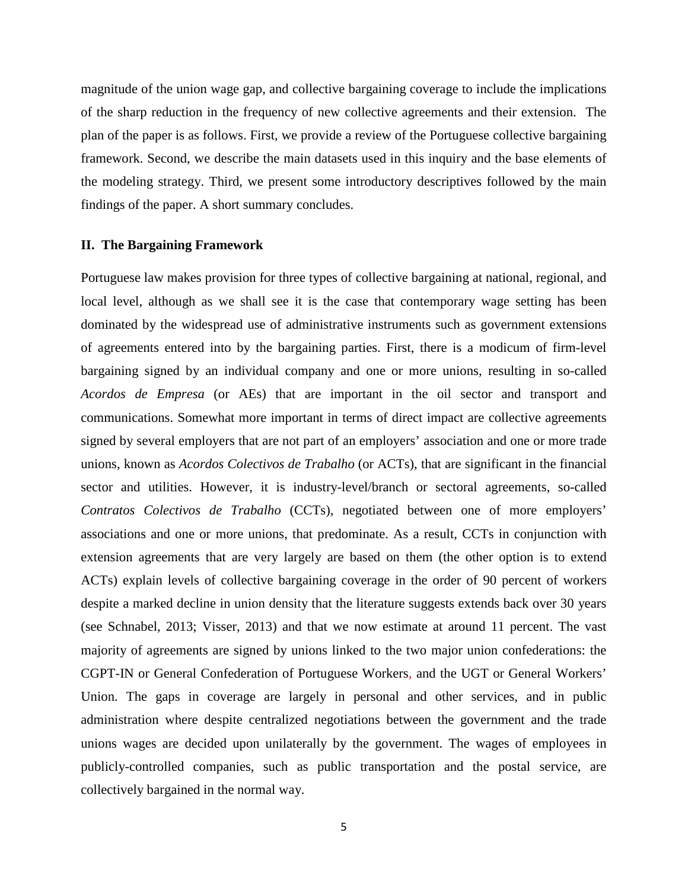magnitude of the union wage gap, and collective bargaining coverage to include the implications of the sharp reduction in the frequency of new collective agreements and their extension. The plan of the paper is as follows. First, we provide a review of the Portuguese collective bargaining framework. Second, we describe the main datasets used in this inquiry and the base elements of the modeling strategy. Third, we present some introductory descriptives followed by the main findings of the paper. A short summary concludes.

## II. The Bargaining Framework

Portuguese law makes provision for three types of collective bargaining at national, regional, and local level, although as we shall see it is the case that contemporary wage setting has been dominated by the widespread use of administrative instruments such as government extensions of agreements entered into by the bargaining parties. First, there is a modicum of firm-level bargaining signed by an individual company and one or more unions, resulting in so-called *Acordos de Empresa* (or AEs) that are important in the oil sector and transport and communications. Somewhat more important in terms of direct impact are collective agreements signed by several employers that are not part of an employers' association and one or more trade unions, known as *Acordos Colectivos de Trabalho* (or ACTs), that are significant in the financial sector and utilities. However, it is industry-level/branch or sectoral agreements, so-called *Contratos Colectivos de Trabalho* (CCTs), negotiated between one of more employers' associations and one or more unions, that predominate. As a result, CCTs in conjunction with extension agreements that are very largely are based on them (the other option is to extend ACTs) explain levels of collective bargaining coverage in the order of 90 percent of workers despite a marked decline in union density that the literature suggests extends back over 30 years (see Schnabel, 2013; Visser, 2013) and that we now estimate at around 11 percent. The vast majority of agreements are signed by unions linked to the two major union confederations: the CGPT-IN or General Confederation of Portuguese Workers, and the UGT or General Workers' Union. The gaps in coverage are largely in personal and other services, and in public administration where despite centralized negotiations between the government and the trade unions wages are decided upon unilaterally by the government. The wages of employees in publicly-controlled companies, such as public transportation and the postal service, are collectively bargained in the normal way.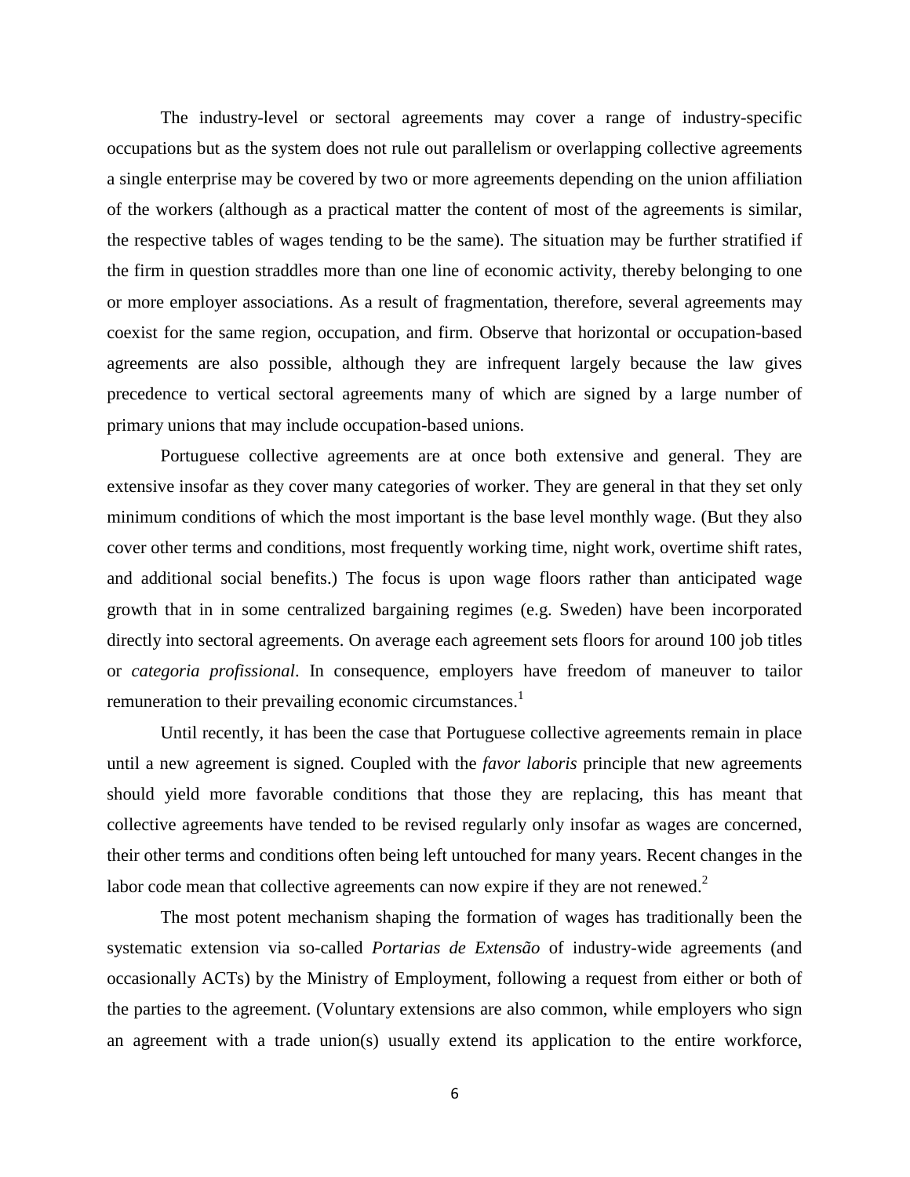The industry-level or sectoral agreements may cover a range of industry-specific occupations but as the system does not rule out parallelism or overlapping collective agreements a single enterprise may be covered by two or more agreements depending on the union affiliation of the workers (although as a practical matter the content of most of the agreements is similar, the respective tables of wages tending to be the same). The situation may be further stratified if the firm in question straddles more than one line of economic activity, thereby belonging to one or more employer associations. As a result of fragmentation, therefore, several agreements may coexist for the same region, occupation, and firm. Observe that horizontal or occupation-based agreements are also possible, although they are infrequent largely because the law gives precedence to vertical sectoral agreements many of which are signed by a large number of primary unions that may include occupation-based unions.

Portuguese collective agreements are at once both extensive and general. They are extensive insofar as they cover many categories of worker. They are general in that they set only minimum conditions of which the most important is the base level monthly wage. (But they also cover other terms and conditions, most frequently working time, night work, overtime shift rates, and additional social benefits.) The focus is upon wage floors rather than anticipated wage growth that in in some centralized bargaining regimes (e.g. Sweden) have been incorporated directly into sectoral agreements. On average each agreement sets floors for around 100 job titles or *categoria profissional*. In consequence, employers have freedom of maneuver to tailor remuneration to their prevailing economic circumstances.[1]

Until recently, it has been the case that Portuguese collective agreements remain in place until a new agreement is signed. Coupled with the *favor laboris* principle that new agreements should yield more favorable conditions that those they are replacing, this has meant that collective agreements have tended to be revised regularly only insofar as wages are concerned, their other terms and conditions often being left untouched for many years. Recent changes in the labor code mean that collective agreements can now expire if they are not renewed.[2]

The most potent mechanism shaping the formation of wages has traditionally been the systematic extension via so-called *Portarias de Extensão* of industry-wide agreements (and occasionally ACTs) by the Ministry of Employment, following a request from either or both of the parties to the agreement. (Voluntary extensions are also common, while employers who sign an agreement with a trade union(s) usually extend its application to the entire workforce,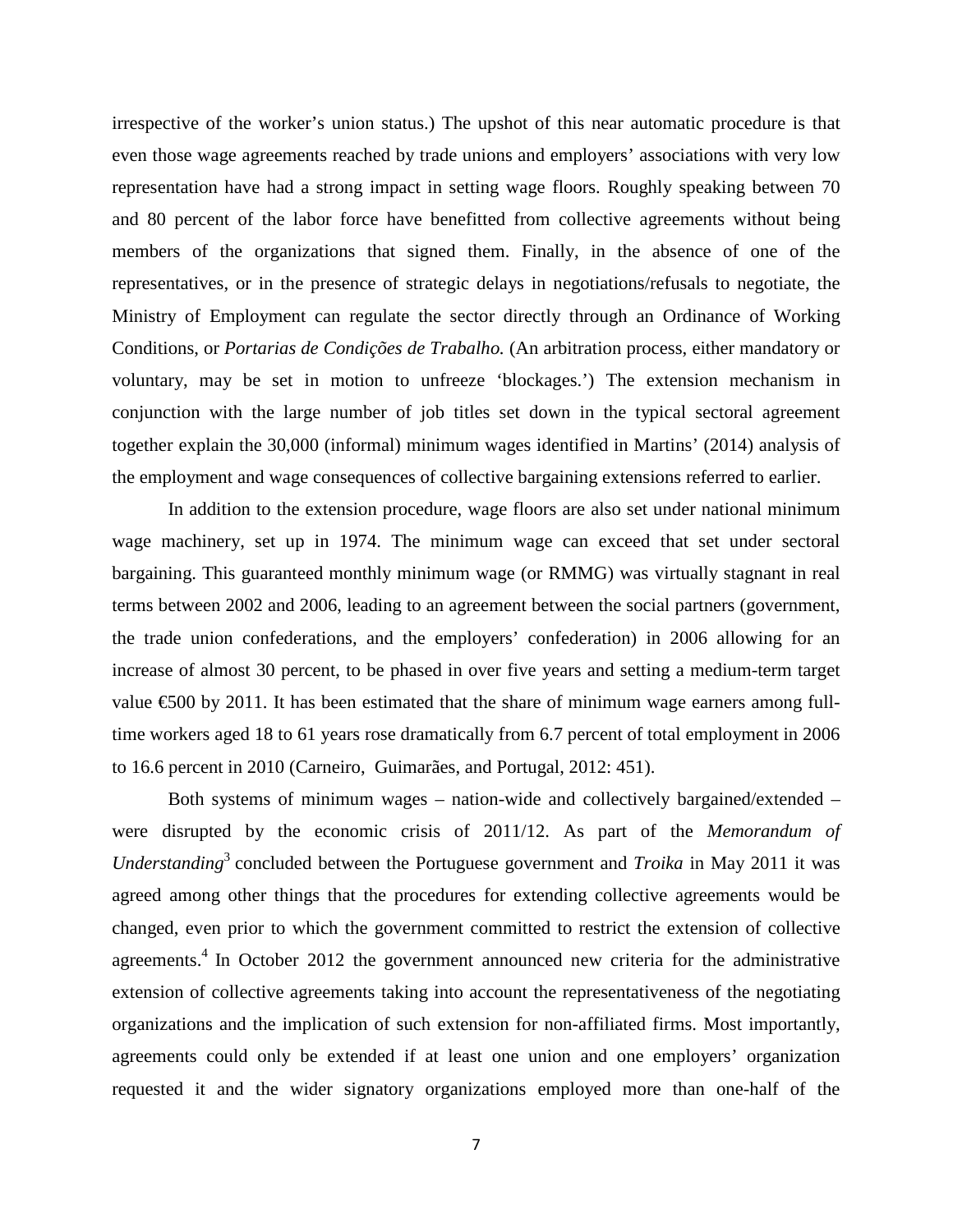irrespective of the worker's union status.) The upshot of this near automatic procedure is that even those wage agreements reached by trade unions and employers' associations with very low representation have had a strong impact in setting wage floors. Roughly speaking between 70 and 80 percent of the labor force have benefitted from collective agreements without being members of the organizations that signed them. Finally, in the absence of one of the representatives, or in the presence of strategic delays in negotiations/refusals to negotiate, the Ministry of Employment can regulate the sector directly through an Ordinance of Working Conditions, or *Portarias de Condições de Trabalho.* (An arbitration process, either mandatory or voluntary, may be set in motion to unfreeze 'blockages.') The extension mechanism in conjunction with the large number of job titles set down in the typical sectoral agreement together explain the 30,000 (informal) minimum wages identified in Martins' (2014) analysis of the employment and wage consequences of collective bargaining extensions referred to earlier.

In addition to the extension procedure, wage floors are also set under national minimum wage machinery, set up in 1974. The minimum wage can exceed that set under sectoral bargaining. This guaranteed monthly minimum wage (or RMMG) was virtually stagnant in real terms between 2002 and 2006, leading to an agreement between the social partners (government, the trade union confederations, and the employers' confederation) in 2006 allowing for an increase of almost 30 percent, to be phased in over five years and setting a medium-term target value €500 by 2011. It has been estimated that the share of minimum wage earners among full-time workers aged 18 to 61 years rose dramatically from 6.7 percent of total employment in 2006 to 16.6 percent in 2010 (Carneiro, Guimarães, and Portugal, 2012: 451).

Both systems of minimum wages – nation-wide and collectively bargained/extended – were disrupted by the economic crisis of 2011/12. As part of the *Memorandum of Understanding*[3] concluded between the Portuguese government and *Troika* in May 2011 it was agreed among other things that the procedures for extending collective agreements would be changed, even prior to which the government committed to restrict the extension of collective agreements.[4] In October 2012 the government announced new criteria for the administrative extension of collective agreements taking into account the representativeness of the negotiating organizations and the implication of such extension for non-affiliated firms. Most importantly, agreements could only be extended if at least one union and one employers' organization requested it and the wider signatory organizations employed more than one-half of the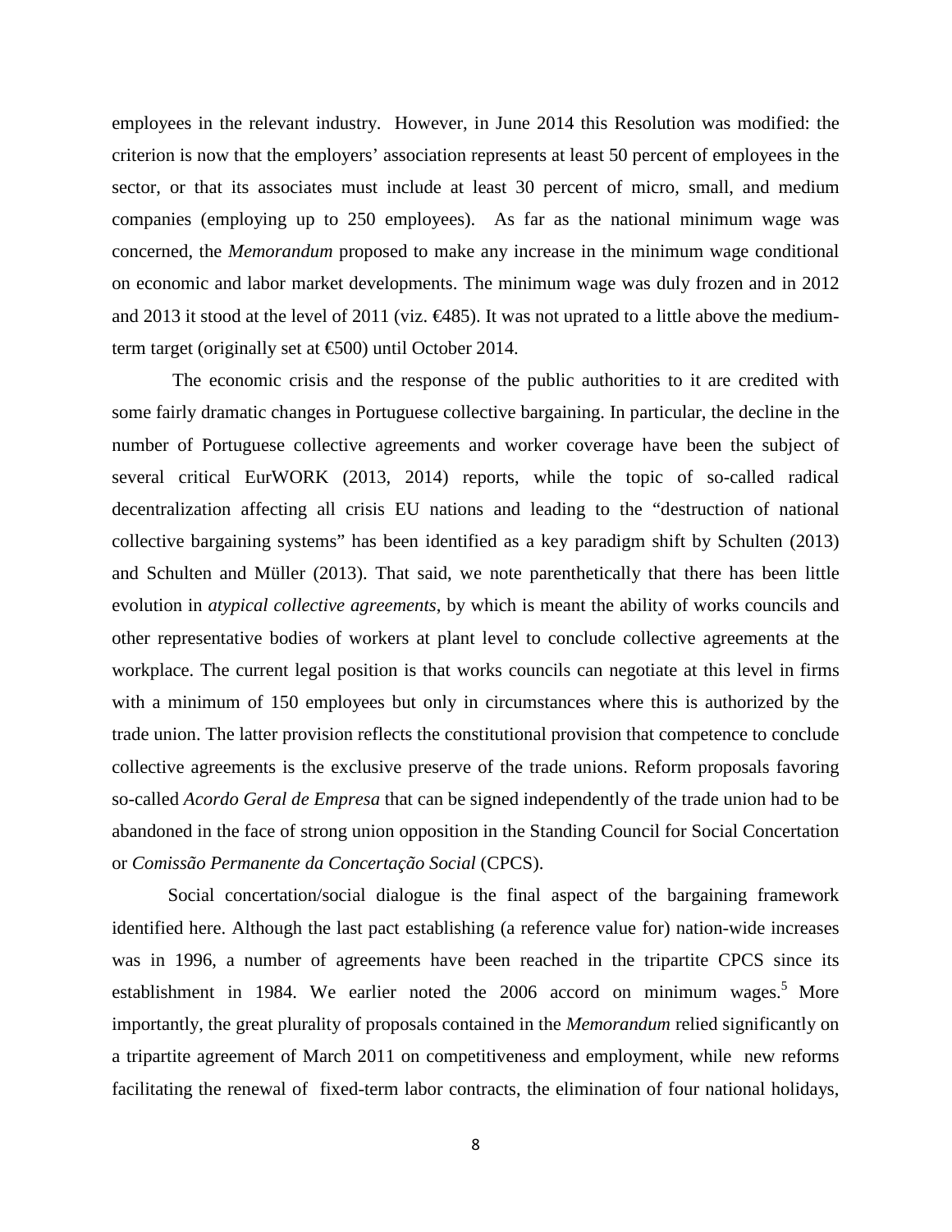employees in the relevant industry. However, in June 2014 this Resolution was modified: the criterion is now that the employers' association represents at least 50 percent of employees in the sector, or that its associates must include at least 30 percent of micro, small, and medium companies (employing up to 250 employees). As far as the national minimum wage was concerned, the *Memorandum* proposed to make any increase in the minimum wage conditional on economic and labor market developments. The minimum wage was duly frozen and in 2012 and 2013 it stood at the level of 2011 (viz. €485). It was not uprated to a little above the medium-term target (originally set at €500) until October 2014.

The economic crisis and the response of the public authorities to it are credited with some fairly dramatic changes in Portuguese collective bargaining. In particular, the decline in the number of Portuguese collective agreements and worker coverage have been the subject of several critical EurWORK (2013, 2014) reports, while the topic of so-called radical decentralization affecting all crisis EU nations and leading to the "destruction of national collective bargaining systems" has been identified as a key paradigm shift by Schulten (2013) and Schulten and Müller (2013). That said, we note parenthetically that there has been little evolution in *atypical collective agreements*, by which is meant the ability of works councils and other representative bodies of workers at plant level to conclude collective agreements at the workplace. The current legal position is that works councils can negotiate at this level in firms with a minimum of 150 employees but only in circumstances where this is authorized by the trade union. The latter provision reflects the constitutional provision that competence to conclude collective agreements is the exclusive preserve of the trade unions. Reform proposals favoring so-called *Acordo Geral de Empresa* that can be signed independently of the trade union had to be abandoned in the face of strong union opposition in the Standing Council for Social Concertation or *Comissão Permanente da Concertação Social* (CPCS).

Social concertation/social dialogue is the final aspect of the bargaining framework identified here. Although the last pact establishing (a reference value for) nation-wide increases was in 1996, a number of agreements have been reached in the tripartite CPCS since its establishment in 1984. We earlier noted the 2006 accord on minimum wages.[5] More importantly, the great plurality of proposals contained in the *Memorandum* relied significantly on a tripartite agreement of March 2011 on competitiveness and employment, while new reforms facilitating the renewal of fixed-term labor contracts, the elimination of four national holidays,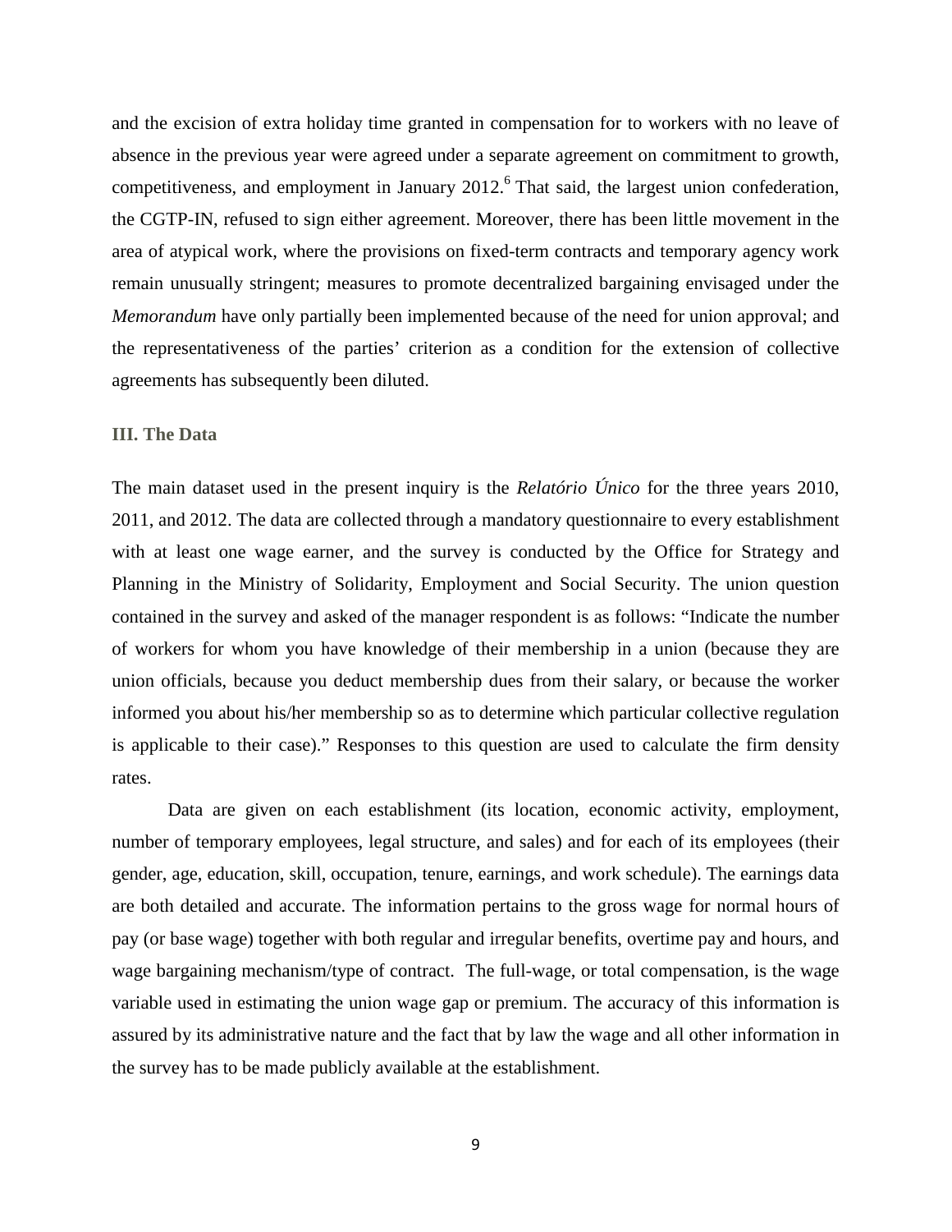and the excision of extra holiday time granted in compensation for to workers with no leave of absence in the previous year were agreed under a separate agreement on commitment to growth, competitiveness, and employment in January 2012.[6] That said, the largest union confederation, the CGTP-IN, refused to sign either agreement. Moreover, there has been little movement in the area of atypical work, where the provisions on fixed-term contracts and temporary agency work remain unusually stringent; measures to promote decentralized bargaining envisaged under the *Memorandum* have only partially been implemented because of the need for union approval; and the representativeness of the parties' criterion as a condition for the extension of collective agreements has subsequently been diluted.

## III. The Data

The main dataset used in the present inquiry is the *Relatório Único* for the three years 2010, 2011, and 2012. The data are collected through a mandatory questionnaire to every establishment with at least one wage earner, and the survey is conducted by the Office for Strategy and Planning in the Ministry of Solidarity, Employment and Social Security. The union question contained in the survey and asked of the manager respondent is as follows: "Indicate the number of workers for whom you have knowledge of their membership in a union (because they are union officials, because you deduct membership dues from their salary, or because the worker informed you about his/her membership so as to determine which particular collective regulation is applicable to their case)." Responses to this question are used to calculate the firm density rates.

Data are given on each establishment (its location, economic activity, employment, number of temporary employees, legal structure, and sales) and for each of its employees (their gender, age, education, skill, occupation, tenure, earnings, and work schedule). The earnings data are both detailed and accurate. The information pertains to the gross wage for normal hours of pay (or base wage) together with both regular and irregular benefits, overtime pay and hours, and wage bargaining mechanism/type of contract. The full-wage, or total compensation, is the wage variable used in estimating the union wage gap or premium. The accuracy of this information is assured by its administrative nature and the fact that by law the wage and all other information in the survey has to be made publicly available at the establishment.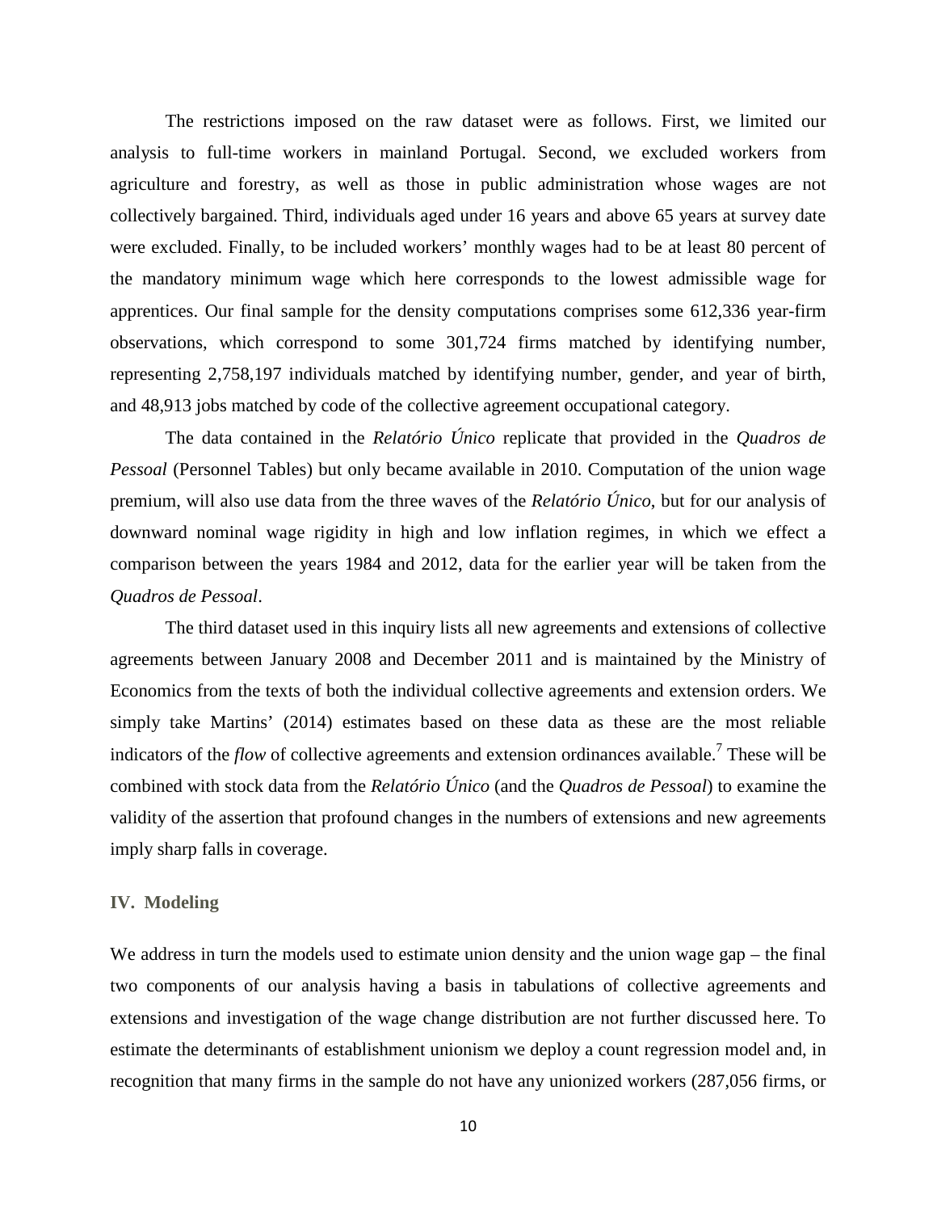The restrictions imposed on the raw dataset were as follows. First, we limited our analysis to full-time workers in mainland Portugal. Second, we excluded workers from agriculture and forestry, as well as those in public administration whose wages are not collectively bargained. Third, individuals aged under 16 years and above 65 years at survey date were excluded. Finally, to be included workers' monthly wages had to be at least 80 percent of the mandatory minimum wage which here corresponds to the lowest admissible wage for apprentices. Our final sample for the density computations comprises some 612,336 year-firm observations, which correspond to some 301,724 firms matched by identifying number, representing 2,758,197 individuals matched by identifying number, gender, and year of birth, and 48,913 jobs matched by code of the collective agreement occupational category.

The data contained in the *Relatório Único* replicate that provided in the *Quadros de Pessoal* (Personnel Tables) but only became available in 2010. Computation of the union wage premium, will also use data from the three waves of the *Relatório Único*, but for our analysis of downward nominal wage rigidity in high and low inflation regimes, in which we effect a comparison between the years 1984 and 2012, data for the earlier year will be taken from the *Quadros de Pessoal*.

The third dataset used in this inquiry lists all new agreements and extensions of collective agreements between January 2008 and December 2011 and is maintained by the Ministry of Economics from the texts of both the individual collective agreements and extension orders. We simply take Martins' (2014) estimates based on these data as these are the most reliable indicators of the *flow* of collective agreements and extension ordinances available.[7] These will be combined with stock data from the *Relatório Único* (and the *Quadros de Pessoal*) to examine the validity of the assertion that profound changes in the numbers of extensions and new agreements imply sharp falls in coverage.

## IV. Modeling

We address in turn the models used to estimate union density and the union wage gap – the final two components of our analysis having a basis in tabulations of collective agreements and extensions and investigation of the wage change distribution are not further discussed here. To estimate the determinants of establishment unionism we deploy a count regression model and, in recognition that many firms in the sample do not have any unionized workers (287,056 firms, or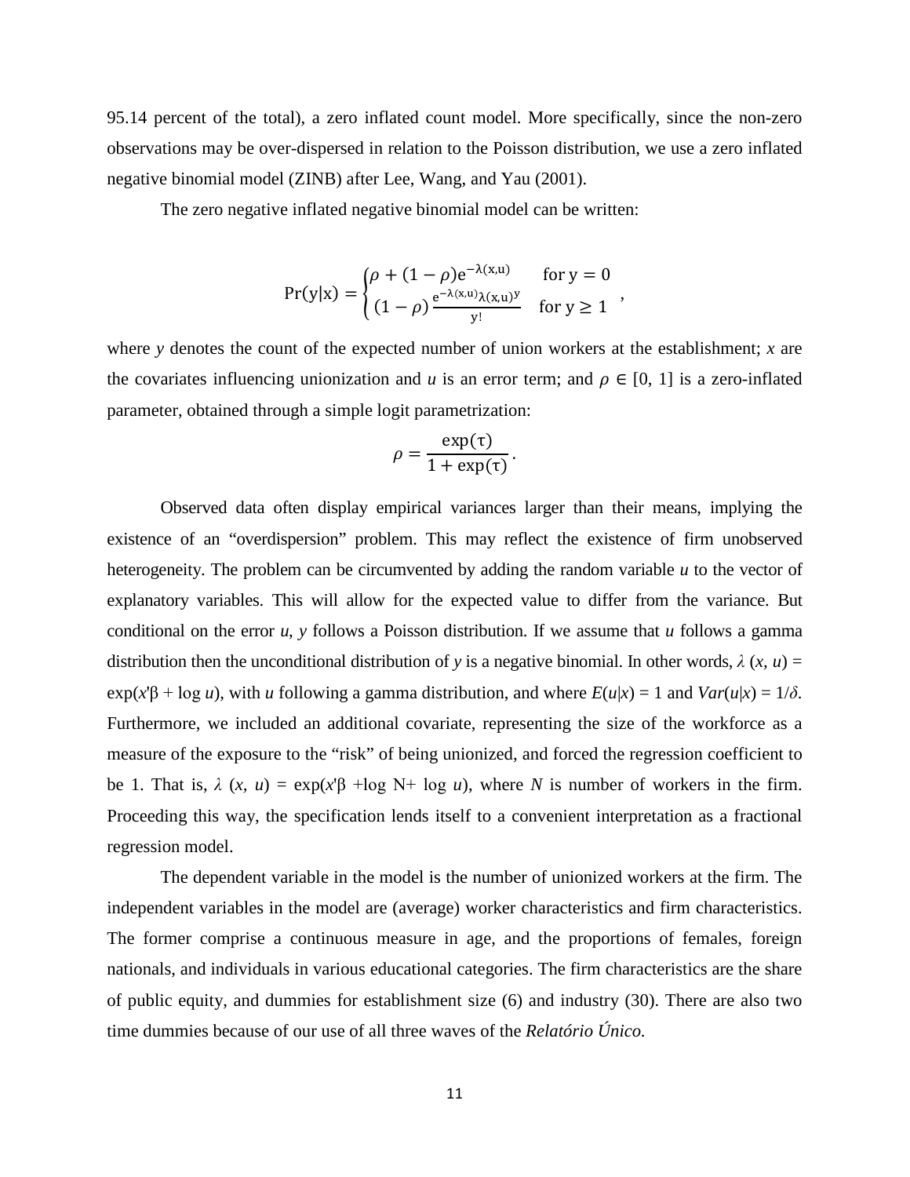95.14 percent of the total), a zero inflated count model. More specifically, since the non-zero observations may be over-dispersed in relation to the Poisson distribution, we use a zero inflated negative binomial model (ZINB) after Lee, Wang, and Yau (2001).

The zero negative inflated negative binomial model can be written:

$$\Pr(\mathrm{y}|\mathrm{x}) = \begin{cases} \rho + (1-\rho)\mathrm{e}^{-\lambda(\mathrm{x,u})} & \text{for } \mathrm{y} = 0 \\ (1-\rho)\dfrac{\mathrm{e}^{-\lambda(\mathrm{x,u})}\lambda(\mathrm{x,u})^{\mathrm{y}}}{\mathrm{y}!} & \text{for } \mathrm{y} \geq 1 \end{cases},$$

where $y$ denotes the count of the expected number of union workers at the establishment; $x$ are the covariates influencing unionization and $u$ is an error term; and $\rho \in [0, 1]$ is a zero-inflated parameter, obtained through a simple logit parametrization:

$$\rho = \frac{\exp(\tau)}{1 + \exp(\tau)}.$$

Observed data often display empirical variances larger than their means, implying the existence of an "overdispersion" problem. This may reflect the existence of firm unobserved heterogeneity. The problem can be circumvented by adding the random variable $u$ to the vector of explanatory variables. This will allow for the expected value to differ from the variance. But conditional on the error $u$, $y$ follows a Poisson distribution. If we assume that $u$ follows a gamma distribution then the unconditional distribution of $y$ is a negative binomial. In other words, $\lambda(x, u) = \exp(x'\beta + \log u)$, with $u$ following a gamma distribution, and where $E(u|x) = 1$ and $Var(u|x) = 1/\delta$. Furthermore, we included an additional covariate, representing the size of the workforce as a measure of the exposure to the "risk" of being unionized, and forced the regression coefficient to be 1. That is, $\lambda(x, u) = \exp(x'\beta + \log N + \log u)$, where $N$ is number of workers in the firm. Proceeding this way, the specification lends itself to a convenient interpretation as a fractional regression model.

The dependent variable in the model is the number of unionized workers at the firm. The independent variables in the model are (average) worker characteristics and firm characteristics. The former comprise a continuous measure in age, and the proportions of females, foreign nationals, and individuals in various educational categories. The firm characteristics are the share of public equity, and dummies for establishment size (6) and industry (30). There are also two time dummies because of our use of all three waves of the *Relatório Único.*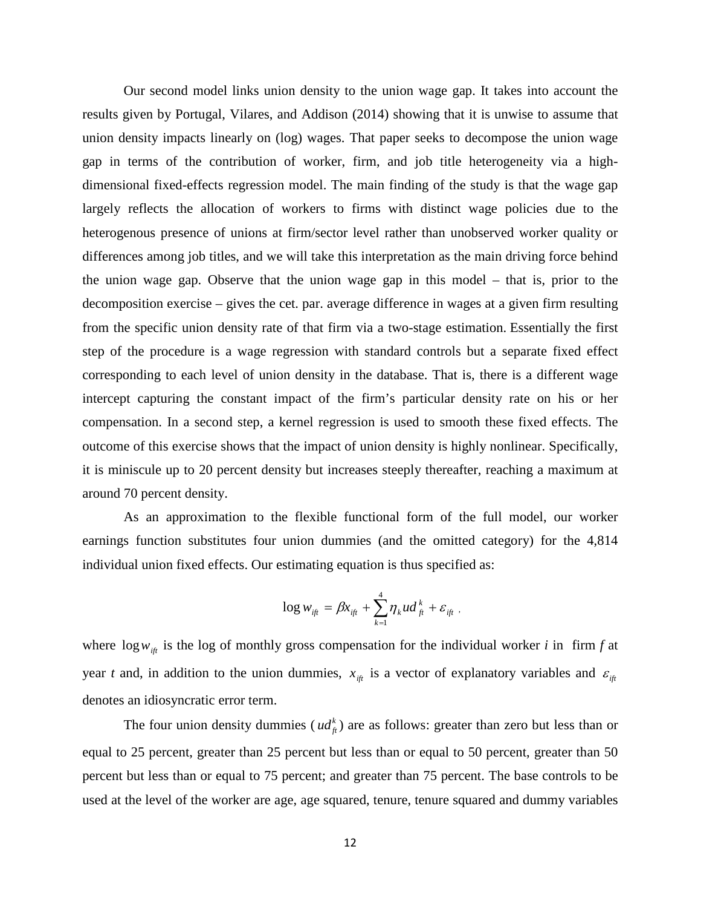Our second model links union density to the union wage gap. It takes into account the results given by Portugal, Vilares, and Addison (2014) showing that it is unwise to assume that union density impacts linearly on (log) wages. That paper seeks to decompose the union wage gap in terms of the contribution of worker, firm, and job title heterogeneity via a high-dimensional fixed-effects regression model. The main finding of the study is that the wage gap largely reflects the allocation of workers to firms with distinct wage policies due to the heterogenous presence of unions at firm/sector level rather than unobserved worker quality or differences among job titles, and we will take this interpretation as the main driving force behind the union wage gap. Observe that the union wage gap in this model – that is, prior to the decomposition exercise – gives the cet. par. average difference in wages at a given firm resulting from the specific union density rate of that firm via a two-stage estimation. Essentially the first step of the procedure is a wage regression with standard controls but a separate fixed effect corresponding to each level of union density in the database. That is, there is a different wage intercept capturing the constant impact of the firm's particular density rate on his or her compensation. In a second step, a kernel regression is used to smooth these fixed effects. The outcome of this exercise shows that the impact of union density is highly nonlinear. Specifically, it is miniscule up to 20 percent density but increases steeply thereafter, reaching a maximum at around 70 percent density.

As an approximation to the flexible functional form of the full model, our worker earnings function substitutes four union dummies (and the omitted category) for the 4,814 individual union fixed effects. Our estimating equation is thus specified as:

$$\log w_{ift} = \beta x_{ift} + \sum_{k=1}^{4} \eta_k ud_{ft}^{k} + \varepsilon_{ift} \, ,$$

where $\log w_{ift}$ is the log of monthly gross compensation for the individual worker *i* in firm *f* at year *t* and, in addition to the union dummies, $x_{ift}$ is a vector of explanatory variables and $\varepsilon_{ift}$ denotes an idiosyncratic error term.

The four union density dummies ($ud_{ft}^{k}$) are as follows: greater than zero but less than or equal to 25 percent, greater than 25 percent but less than or equal to 50 percent, greater than 50 percent but less than or equal to 75 percent; and greater than 75 percent. The base controls to be used at the level of the worker are age, age squared, tenure, tenure squared and dummy variables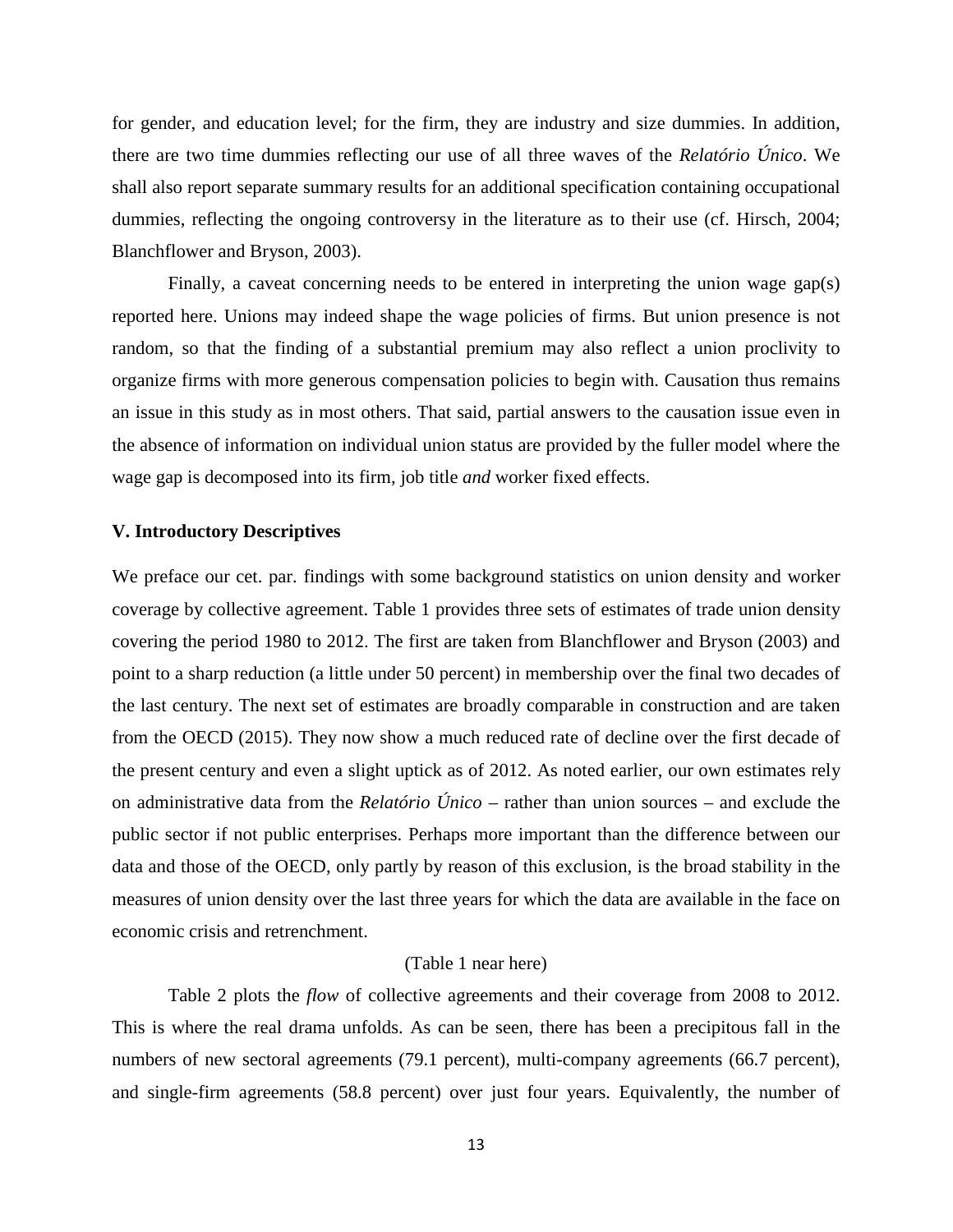for gender, and education level; for the firm, they are industry and size dummies. In addition, there are two time dummies reflecting our use of all three waves of the *Relatório Único*. We shall also report separate summary results for an additional specification containing occupational dummies, reflecting the ongoing controversy in the literature as to their use (cf. Hirsch, 2004; Blanchflower and Bryson, 2003).

Finally, a caveat concerning needs to be entered in interpreting the union wage gap(s) reported here. Unions may indeed shape the wage policies of firms. But union presence is not random, so that the finding of a substantial premium may also reflect a union proclivity to organize firms with more generous compensation policies to begin with. Causation thus remains an issue in this study as in most others. That said, partial answers to the causation issue even in the absence of information on individual union status are provided by the fuller model where the wage gap is decomposed into its firm, job title *and* worker fixed effects.

## V. Introductory Descriptives

We preface our cet. par. findings with some background statistics on union density and worker coverage by collective agreement. Table 1 provides three sets of estimates of trade union density covering the period 1980 to 2012. The first are taken from Blanchflower and Bryson (2003) and point to a sharp reduction (a little under 50 percent) in membership over the final two decades of the last century. The next set of estimates are broadly comparable in construction and are taken from the OECD (2015). They now show a much reduced rate of decline over the first decade of the present century and even a slight uptick as of 2012. As noted earlier, our own estimates rely on administrative data from the *Relatório Único* – rather than union sources – and exclude the public sector if not public enterprises. Perhaps more important than the difference between our data and those of the OECD, only partly by reason of this exclusion, is the broad stability in the measures of union density over the last three years for which the data are available in the face on economic crisis and retrenchment.

(Table 1 near here)

Table 2 plots the *flow* of collective agreements and their coverage from 2008 to 2012. This is where the real drama unfolds. As can be seen, there has been a precipitous fall in the numbers of new sectoral agreements (79.1 percent), multi-company agreements (66.7 percent), and single-firm agreements (58.8 percent) over just four years. Equivalently, the number of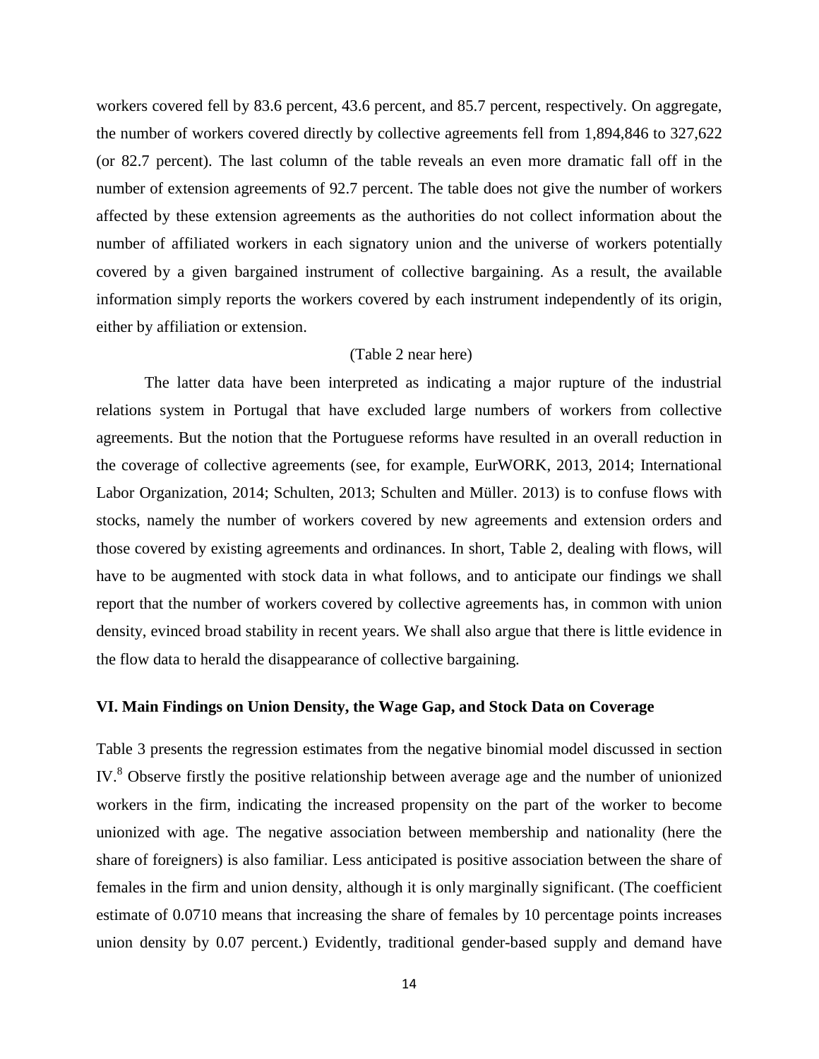workers covered fell by 83.6 percent, 43.6 percent, and 85.7 percent, respectively. On aggregate, the number of workers covered directly by collective agreements fell from 1,894,846 to 327,622 (or 82.7 percent). The last column of the table reveals an even more dramatic fall off in the number of extension agreements of 92.7 percent. The table does not give the number of workers affected by these extension agreements as the authorities do not collect information about the number of affiliated workers in each signatory union and the universe of workers potentially covered by a given bargained instrument of collective bargaining. As a result, the available information simply reports the workers covered by each instrument independently of its origin, either by affiliation or extension.

(Table 2 near here)

The latter data have been interpreted as indicating a major rupture of the industrial relations system in Portugal that have excluded large numbers of workers from collective agreements. But the notion that the Portuguese reforms have resulted in an overall reduction in the coverage of collective agreements (see, for example, EurWORK, 2013, 2014; International Labor Organization, 2014; Schulten, 2013; Schulten and Müller. 2013) is to confuse flows with stocks, namely the number of workers covered by new agreements and extension orders and those covered by existing agreements and ordinances. In short, Table 2, dealing with flows, will have to be augmented with stock data in what follows, and to anticipate our findings we shall report that the number of workers covered by collective agreements has, in common with union density, evinced broad stability in recent years. We shall also argue that there is little evidence in the flow data to herald the disappearance of collective bargaining.

## VI. Main Findings on Union Density, the Wage Gap, and Stock Data on Coverage

Table 3 presents the regression estimates from the negative binomial model discussed in section IV.[8] Observe firstly the positive relationship between average age and the number of unionized workers in the firm, indicating the increased propensity on the part of the worker to become unionized with age. The negative association between membership and nationality (here the share of foreigners) is also familiar. Less anticipated is positive association between the share of females in the firm and union density, although it is only marginally significant. (The coefficient estimate of 0.0710 means that increasing the share of females by 10 percentage points increases union density by 0.07 percent.) Evidently, traditional gender-based supply and demand have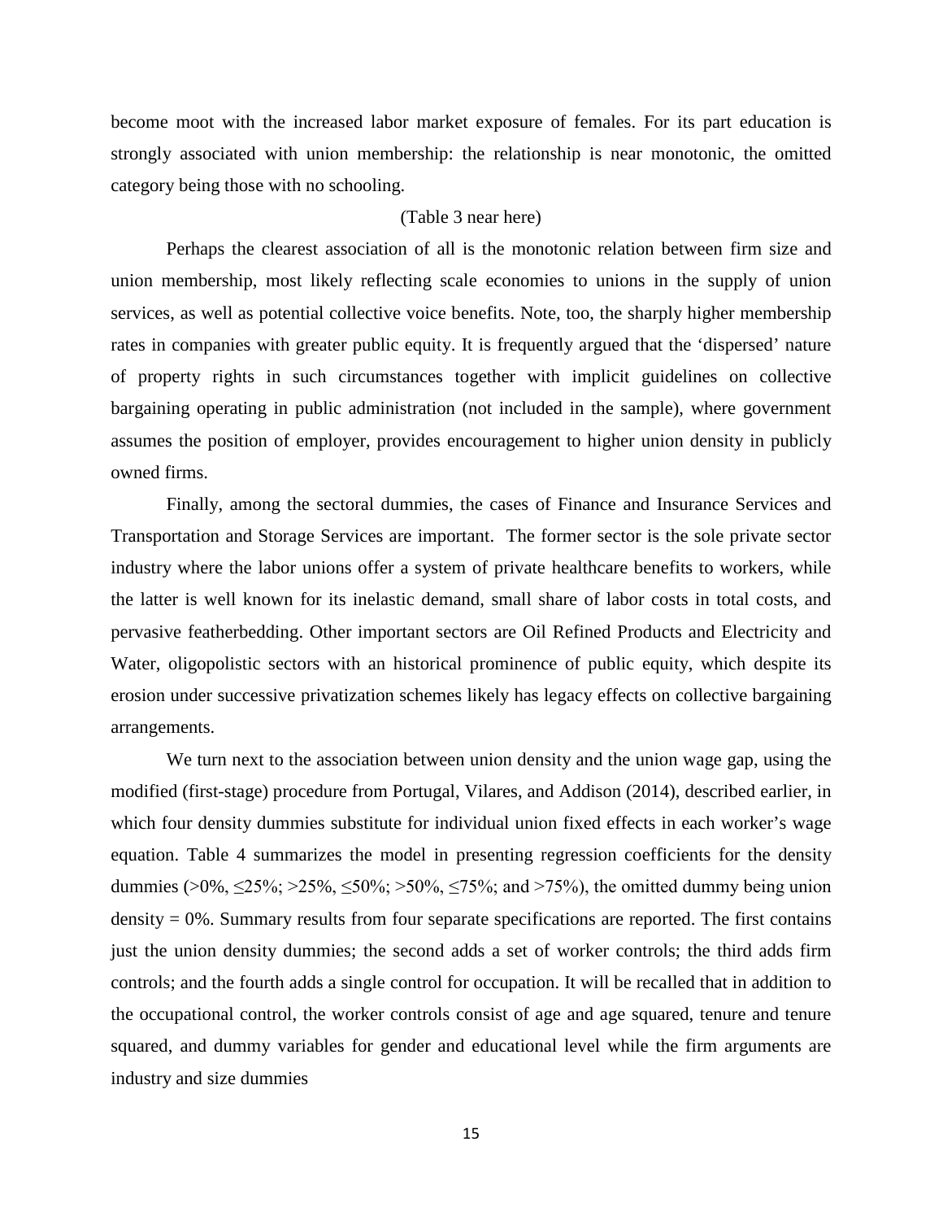become moot with the increased labor market exposure of females. For its part education is strongly associated with union membership: the relationship is near monotonic, the omitted category being those with no schooling.

(Table 3 near here)

Perhaps the clearest association of all is the monotonic relation between firm size and union membership, most likely reflecting scale economies to unions in the supply of union services, as well as potential collective voice benefits. Note, too, the sharply higher membership rates in companies with greater public equity. It is frequently argued that the 'dispersed' nature of property rights in such circumstances together with implicit guidelines on collective bargaining operating in public administration (not included in the sample), where government assumes the position of employer, provides encouragement to higher union density in publicly owned firms.

Finally, among the sectoral dummies, the cases of Finance and Insurance Services and Transportation and Storage Services are important. The former sector is the sole private sector industry where the labor unions offer a system of private healthcare benefits to workers, while the latter is well known for its inelastic demand, small share of labor costs in total costs, and pervasive featherbedding. Other important sectors are Oil Refined Products and Electricity and Water, oligopolistic sectors with an historical prominence of public equity, which despite its erosion under successive privatization schemes likely has legacy effects on collective bargaining arrangements.

We turn next to the association between union density and the union wage gap, using the modified (first-stage) procedure from Portugal, Vilares, and Addison (2014), described earlier, in which four density dummies substitute for individual union fixed effects in each worker's wage equation. Table 4 summarizes the model in presenting regression coefficients for the density dummies (>0%, ≤25%; >25%, ≤50%; >50%, ≤75%; and >75%), the omitted dummy being union density = 0%. Summary results from four separate specifications are reported. The first contains just the union density dummies; the second adds a set of worker controls; the third adds firm controls; and the fourth adds a single control for occupation. It will be recalled that in addition to the occupational control, the worker controls consist of age and age squared, tenure and tenure squared, and dummy variables for gender and educational level while the firm arguments are industry and size dummies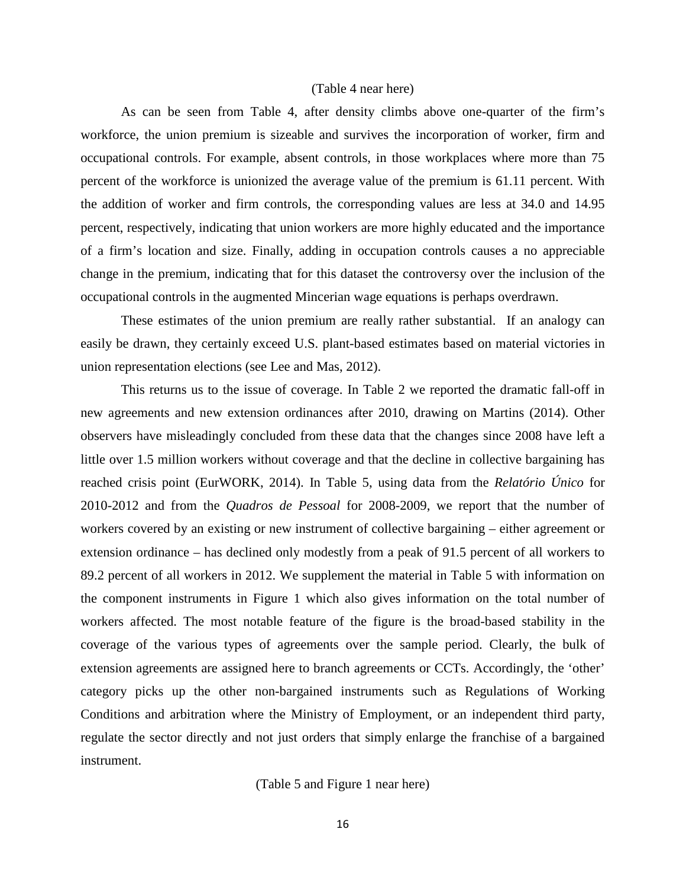(Table 4 near here)

As can be seen from Table 4, after density climbs above one-quarter of the firm's workforce, the union premium is sizeable and survives the incorporation of worker, firm and occupational controls. For example, absent controls, in those workplaces where more than 75 percent of the workforce is unionized the average value of the premium is 61.11 percent. With the addition of worker and firm controls, the corresponding values are less at 34.0 and 14.95 percent, respectively, indicating that union workers are more highly educated and the importance of a firm's location and size. Finally, adding in occupation controls causes a no appreciable change in the premium, indicating that for this dataset the controversy over the inclusion of the occupational controls in the augmented Mincerian wage equations is perhaps overdrawn.

These estimates of the union premium are really rather substantial. If an analogy can easily be drawn, they certainly exceed U.S. plant-based estimates based on material victories in union representation elections (see Lee and Mas, 2012).

This returns us to the issue of coverage. In Table 2 we reported the dramatic fall-off in new agreements and new extension ordinances after 2010, drawing on Martins (2014). Other observers have misleadingly concluded from these data that the changes since 2008 have left a little over 1.5 million workers without coverage and that the decline in collective bargaining has reached crisis point (EurWORK, 2014). In Table 5, using data from the *Relatório Único* for 2010-2012 and from the *Quadros de Pessoal* for 2008-2009, we report that the number of workers covered by an existing or new instrument of collective bargaining – either agreement or extension ordinance – has declined only modestly from a peak of 91.5 percent of all workers to 89.2 percent of all workers in 2012. We supplement the material in Table 5 with information on the component instruments in Figure 1 which also gives information on the total number of workers affected. The most notable feature of the figure is the broad-based stability in the coverage of the various types of agreements over the sample period. Clearly, the bulk of extension agreements are assigned here to branch agreements or CCTs. Accordingly, the 'other' category picks up the other non-bargained instruments such as Regulations of Working Conditions and arbitration where the Ministry of Employment, or an independent third party, regulate the sector directly and not just orders that simply enlarge the franchise of a bargained instrument.

(Table 5 and Figure 1 near here)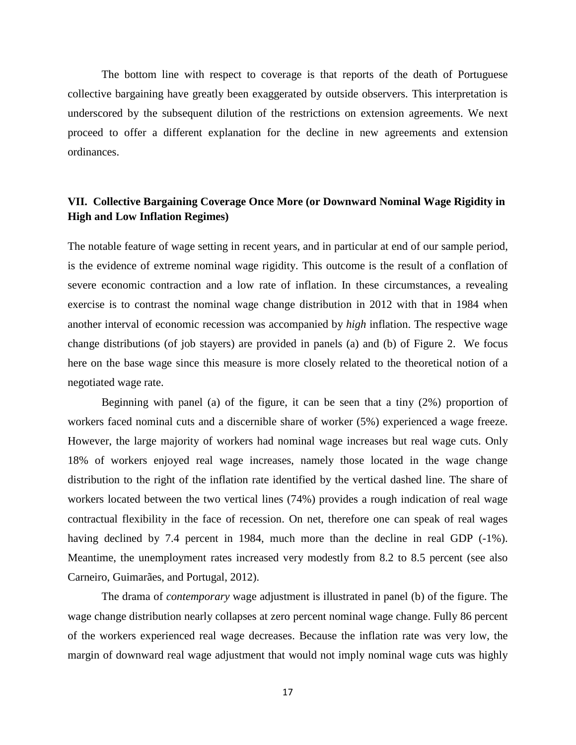The bottom line with respect to coverage is that reports of the death of Portuguese collective bargaining have greatly been exaggerated by outside observers. This interpretation is underscored by the subsequent dilution of the restrictions on extension agreements. We next proceed to offer a different explanation for the decline in new agreements and extension ordinances.

## VII. Collective Bargaining Coverage Once More (or Downward Nominal Wage Rigidity in High and Low Inflation Regimes)

The notable feature of wage setting in recent years, and in particular at end of our sample period, is the evidence of extreme nominal wage rigidity. This outcome is the result of a conflation of severe economic contraction and a low rate of inflation. In these circumstances, a revealing exercise is to contrast the nominal wage change distribution in 2012 with that in 1984 when another interval of economic recession was accompanied by *high* inflation. The respective wage change distributions (of job stayers) are provided in panels (a) and (b) of Figure 2. We focus here on the base wage since this measure is more closely related to the theoretical notion of a negotiated wage rate.

Beginning with panel (a) of the figure, it can be seen that a tiny (2%) proportion of workers faced nominal cuts and a discernible share of worker (5%) experienced a wage freeze. However, the large majority of workers had nominal wage increases but real wage cuts. Only 18% of workers enjoyed real wage increases, namely those located in the wage change distribution to the right of the inflation rate identified by the vertical dashed line. The share of workers located between the two vertical lines (74%) provides a rough indication of real wage contractual flexibility in the face of recession. On net, therefore one can speak of real wages having declined by 7.4 percent in 1984, much more than the decline in real GDP (-1%). Meantime, the unemployment rates increased very modestly from 8.2 to 8.5 percent (see also Carneiro, Guimarães, and Portugal, 2012).

The drama of *contemporary* wage adjustment is illustrated in panel (b) of the figure. The wage change distribution nearly collapses at zero percent nominal wage change. Fully 86 percent of the workers experienced real wage decreases. Because the inflation rate was very low, the margin of downward real wage adjustment that would not imply nominal wage cuts was highly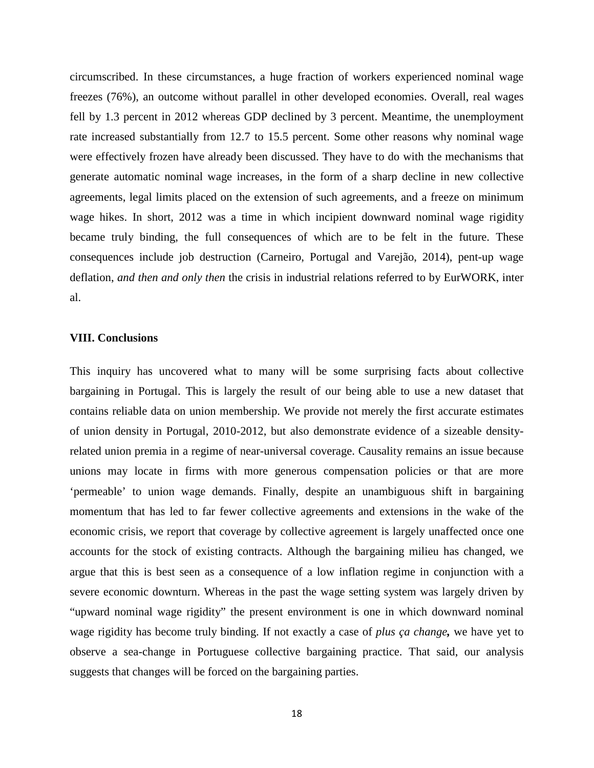circumscribed. In these circumstances, a huge fraction of workers experienced nominal wage freezes (76%), an outcome without parallel in other developed economies. Overall, real wages fell by 1.3 percent in 2012 whereas GDP declined by 3 percent. Meantime, the unemployment rate increased substantially from 12.7 to 15.5 percent. Some other reasons why nominal wage were effectively frozen have already been discussed. They have to do with the mechanisms that generate automatic nominal wage increases, in the form of a sharp decline in new collective agreements, legal limits placed on the extension of such agreements, and a freeze on minimum wage hikes. In short, 2012 was a time in which incipient downward nominal wage rigidity became truly binding, the full consequences of which are to be felt in the future. These consequences include job destruction (Carneiro, Portugal and Varejão, 2014), pent-up wage deflation, *and then and only then* the crisis in industrial relations referred to by EurWORK, inter al.

### VIII. Conclusions

This inquiry has uncovered what to many will be some surprising facts about collective bargaining in Portugal. This is largely the result of our being able to use a new dataset that contains reliable data on union membership. We provide not merely the first accurate estimates of union density in Portugal, 2010-2012, but also demonstrate evidence of a sizeable density-related union premia in a regime of near-universal coverage. Causality remains an issue because unions may locate in firms with more generous compensation policies or that are more 'permeable' to union wage demands. Finally, despite an unambiguous shift in bargaining momentum that has led to far fewer collective agreements and extensions in the wake of the economic crisis, we report that coverage by collective agreement is largely unaffected once one accounts for the stock of existing contracts. Although the bargaining milieu has changed, we argue that this is best seen as a consequence of a low inflation regime in conjunction with a severe economic downturn. Whereas in the past the wage setting system was largely driven by "upward nominal wage rigidity" the present environment is one in which downward nominal wage rigidity has become truly binding. If not exactly a case of *plus ça change*, we have yet to observe a sea-change in Portuguese collective bargaining practice. That said, our analysis suggests that changes will be forced on the bargaining parties.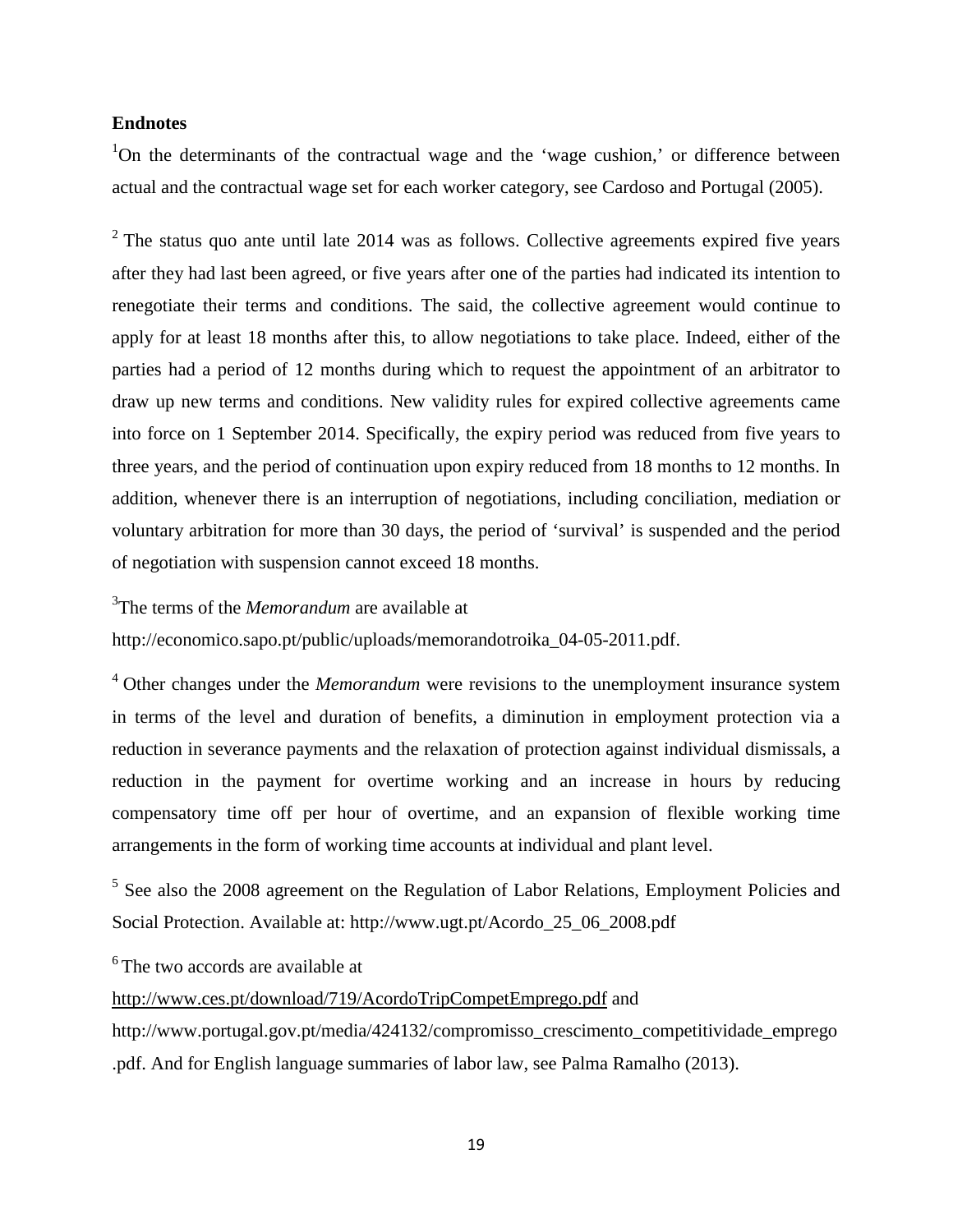**Endnotes**

[1]On the determinants of the contractual wage and the 'wage cushion,' or difference between actual and the contractual wage set for each worker category, see Cardoso and Portugal (2005).

[2] The status quo ante until late 2014 was as follows. Collective agreements expired five years after they had last been agreed, or five years after one of the parties had indicated its intention to renegotiate their terms and conditions. The said, the collective agreement would continue to apply for at least 18 months after this, to allow negotiations to take place. Indeed, either of the parties had a period of 12 months during which to request the appointment of an arbitrator to draw up new terms and conditions. New validity rules for expired collective agreements came into force on 1 September 2014. Specifically, the expiry period was reduced from five years to three years, and the period of continuation upon expiry reduced from 18 months to 12 months. In addition, whenever there is an interruption of negotiations, including conciliation, mediation or voluntary arbitration for more than 30 days, the period of 'survival' is suspended and the period of negotiation with suspension cannot exceed 18 months.

[3]The terms of the *Memorandum* are available at http://economico.sapo.pt/public/uploads/memorandotroika_04-05-2011.pdf.

[4] Other changes under the *Memorandum* were revisions to the unemployment insurance system in terms of the level and duration of benefits, a diminution in employment protection via a reduction in severance payments and the relaxation of protection against individual dismissals, a reduction in the payment for overtime working and an increase in hours by reducing compensatory time off per hour of overtime, and an expansion of flexible working time arrangements in the form of working time accounts at individual and plant level.

[5] See also the 2008 agreement on the Regulation of Labor Relations, Employment Policies and Social Protection. Available at: http://www.ugt.pt/Acordo_25_06_2008.pdf

[6] The two accords are available at http://www.ces.pt/download/719/AcordoTripCompetEmprego.pdf and http://www.portugal.gov.pt/media/424132/compromisso_crescimento_competitividade_emprego.pdf. And for English language summaries of labor law, see Palma Ramalho (2013).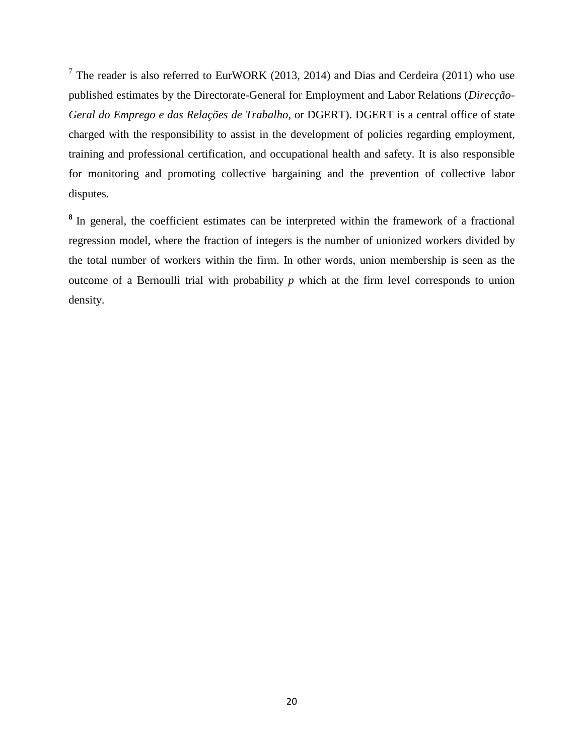[7] The reader is also referred to EurWORK (2013, 2014) and Dias and Cerdeira (2011) who use published estimates by the Directorate-General for Employment and Labor Relations (*Direcção-Geral do Emprego e das Relações de Trabalho*, or DGERT). DGERT is a central office of state charged with the responsibility to assist in the development of policies regarding employment, training and professional certification, and occupational health and safety. It is also responsible for monitoring and promoting collective bargaining and the prevention of collective labor disputes.

**[8]** In general, the coefficient estimates can be interpreted within the framework of a fractional regression model, where the fraction of integers is the number of unionized workers divided by the total number of workers within the firm. In other words, union membership is seen as the outcome of a Bernoulli trial with probability $p$ which at the firm level corresponds to union density.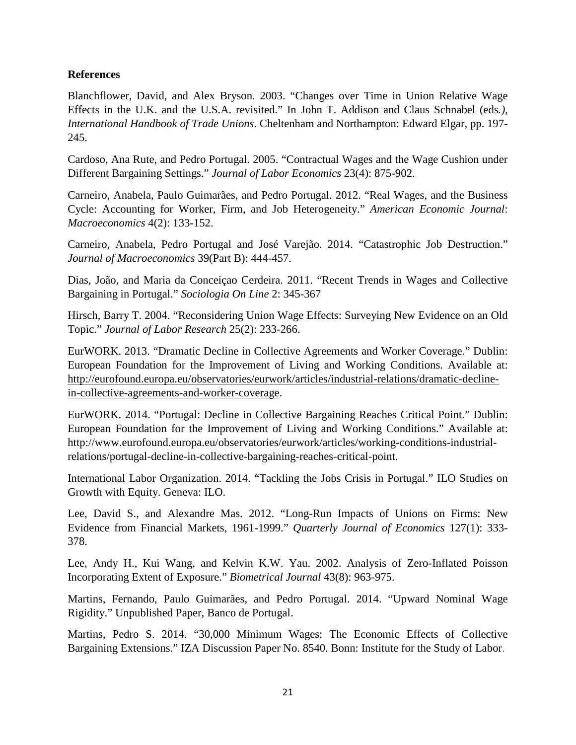**References**

Blanchflower, David, and Alex Bryson. 2003. "Changes over Time in Union Relative Wage Effects in the U.K. and the U.S.A. revisited." In John T. Addison and Claus Schnabel (eds*.)*, *International Handbook of Trade Unions*. Cheltenham and Northampton: Edward Elgar, pp. 197-245.

Cardoso, Ana Rute, and Pedro Portugal. 2005. "Contractual Wages and the Wage Cushion under Different Bargaining Settings." *Journal of Labor Economics* 23(4): 875-902.

Carneiro, Anabela, Paulo Guimarães, and Pedro Portugal. 2012. "Real Wages, and the Business Cycle: Accounting for Worker, Firm, and Job Heterogeneity." *American Economic Journal*: *Macroeconomics* 4(2): 133-152.

Carneiro, Anabela, Pedro Portugal and José Varejão. 2014. "Catastrophic Job Destruction." *Journal of Macroeconomics* 39(Part B): 444-457.

Dias, João, and Maria da Conceiçao Cerdeira. 2011. "Recent Trends in Wages and Collective Bargaining in Portugal." *Sociologia On Line* 2: 345-367

Hirsch, Barry T. 2004. "Reconsidering Union Wage Effects: Surveying New Evidence on an Old Topic." *Journal of Labor Research* 25(2): 233-266.

EurWORK. 2013. "Dramatic Decline in Collective Agreements and Worker Coverage." Dublin: European Foundation for the Improvement of Living and Working Conditions. Available at: http://eurofound.europa.eu/observatories/eurwork/articles/industrial-relations/dramatic-decline-in-collective-agreements-and-worker-coverage.

EurWORK. 2014. "Portugal: Decline in Collective Bargaining Reaches Critical Point." Dublin: European Foundation for the Improvement of Living and Working Conditions." Available at: http://www.eurofound.europa.eu/observatories/eurwork/articles/working-conditions-industrial-relations/portugal-decline-in-collective-bargaining-reaches-critical-point.

International Labor Organization. 2014. "Tackling the Jobs Crisis in Portugal." ILO Studies on Growth with Equity. Geneva: ILO.

Lee, David S., and Alexandre Mas. 2012. "Long-Run Impacts of Unions on Firms: New Evidence from Financial Markets, 1961-1999." *Quarterly Journal of Economics* 127(1): 333-378.

Lee, Andy H., Kui Wang, and Kelvin K.W. Yau. 2002. Analysis of Zero-Inflated Poisson Incorporating Extent of Exposure." *Biometrical Journal* 43(8): 963-975.

Martins, Fernando, Paulo Guimarães, and Pedro Portugal. 2014. "Upward Nominal Wage Rigidity." Unpublished Paper, Banco de Portugal.

Martins, Pedro S. 2014. "30,000 Minimum Wages: The Economic Effects of Collective Bargaining Extensions." IZA Discussion Paper No. 8540. Bonn: Institute for the Study of Labor.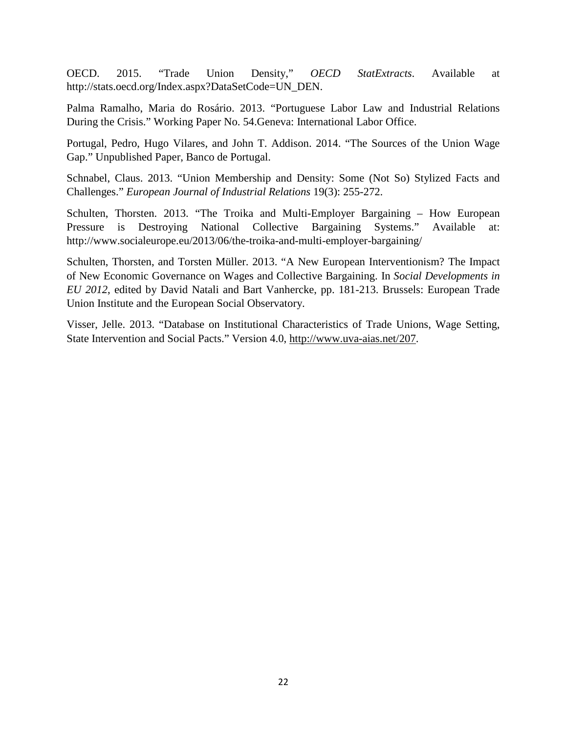OECD. 2015. "Trade Union Density," *OECD StatExtracts*. Available at http://stats.oecd.org/Index.aspx?DataSetCode=UN_DEN.

Palma Ramalho, Maria do Rosário. 2013. "Portuguese Labor Law and Industrial Relations During the Crisis." Working Paper No. 54.Geneva: International Labor Office.

Portugal, Pedro, Hugo Vilares, and John T. Addison. 2014. "The Sources of the Union Wage Gap." Unpublished Paper, Banco de Portugal.

Schnabel, Claus. 2013. "Union Membership and Density: Some (Not So) Stylized Facts and Challenges." *European Journal of Industrial Relations* 19(3): 255-272.

Schulten, Thorsten. 2013. "The Troika and Multi-Employer Bargaining – How European Pressure is Destroying National Collective Bargaining Systems." Available at: http://www.socialeurope.eu/2013/06/the-troika-and-multi-employer-bargaining/

Schulten, Thorsten, and Torsten Müller. 2013. "A New European Interventionism? The Impact of New Economic Governance on Wages and Collective Bargaining. In *Social Developments in EU 2012*, edited by David Natali and Bart Vanhercke, pp. 181-213. Brussels: European Trade Union Institute and the European Social Observatory.

Visser, Jelle. 2013. "Database on Institutional Characteristics of Trade Unions, Wage Setting, State Intervention and Social Pacts." Version 4.0, http://www.uva-aias.net/207.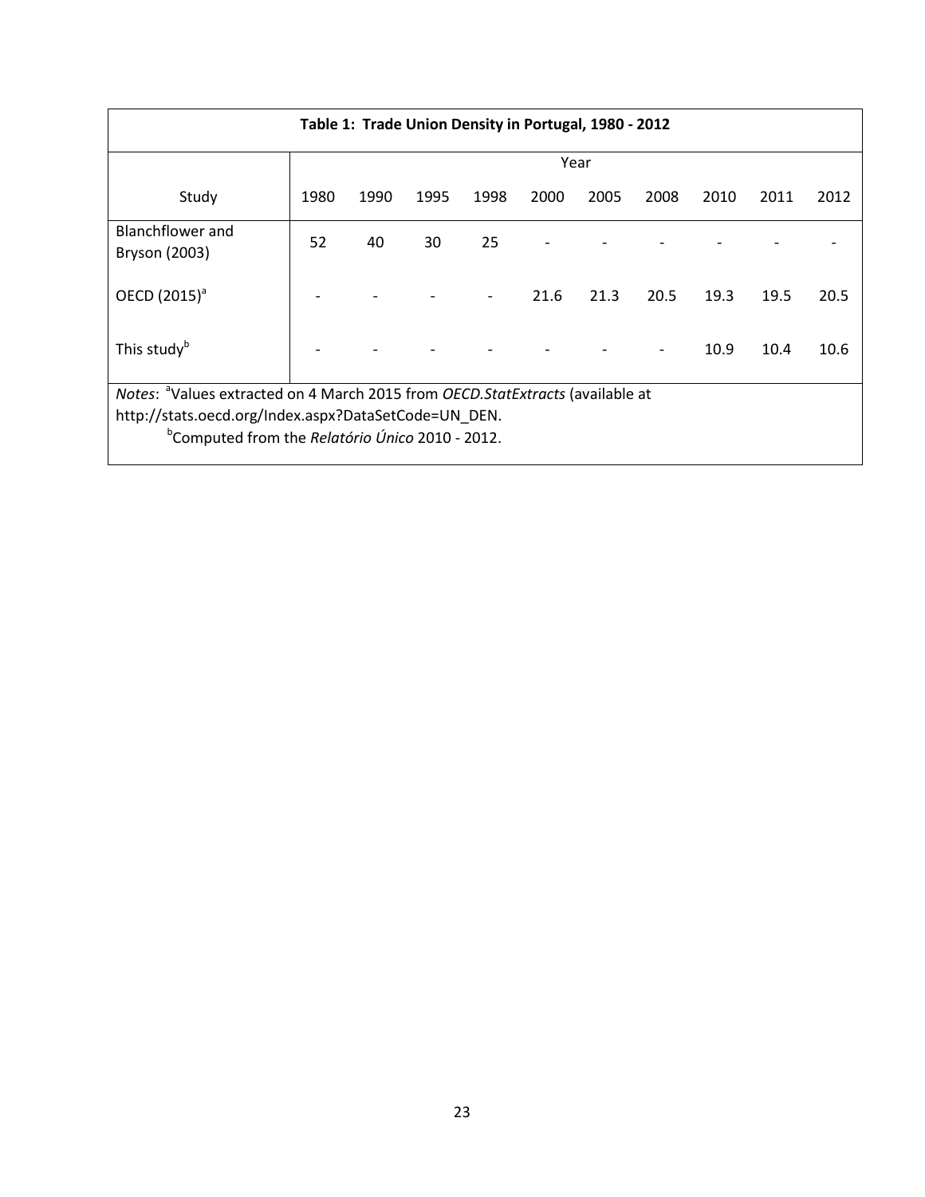**Table 1: Trade Union Density in Portugal, 1980 - 2012**

| Study | Year | | | | | | | | | |
|---|---|---|---|---|---|---|---|---|---|---|
| | 1980 | 1990 | 1995 | 1998 | 2000 | 2005 | 2008 | 2010 | 2011 | 2012 |
| Blanchflower and Bryson (2003) | 52 | 40 | 30 | 25 | - | - | - | - | - | - |
| OECD (2015)[a] | - | - | - | - | 21.6 | 21.3 | 20.5 | 19.3 | 19.5 | 20.5 |
| This study[b] | - | - | - | - | - | - | - | 10.9 | 10.4 | 10.6 |

*Notes*: [a]Values extracted on 4 March 2015 from *OECD.StatExtracts* (available at http://stats.oecd.org/Index.aspx?DataSetCode=UN_DEN.
[b]Computed from the *Relatório Único* 2010 - 2012.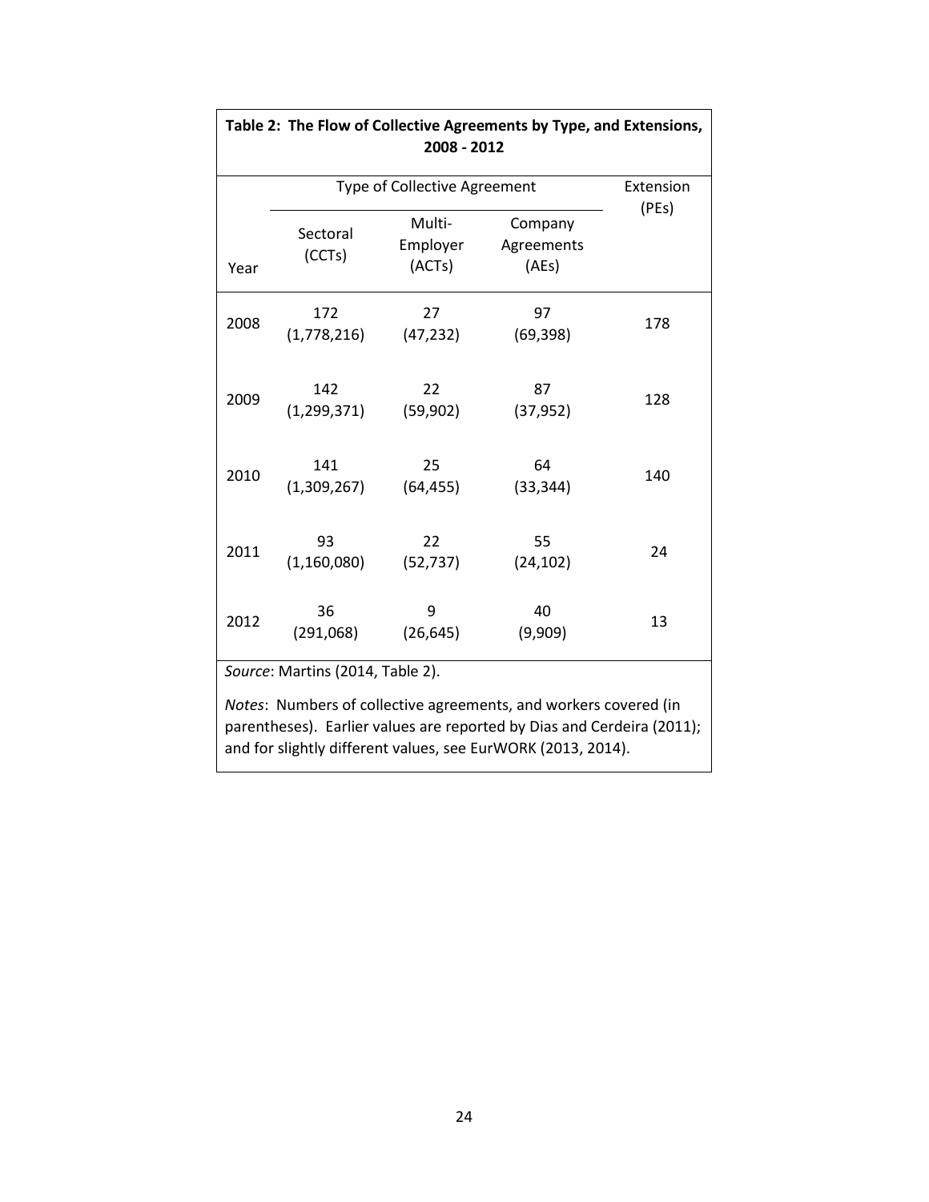**Table 2: The Flow of Collective Agreements by Type, and Extensions, 2008 - 2012**

| Year | Type of Collective Agreement | | | Extension (PEs) |
|---|---|---|---|---|
| | Sectoral (CCTs) | Multi-Employer (ACTs) | Company Agreements (AEs) | |
| 2008 | 172 (1,778,216) | 27 (47,232) | 97 (69,398) | 178 |
| 2009 | 142 (1,299,371) | 22 (59,902) | 87 (37,952) | 128 |
| 2010 | 141 (1,309,267) | 25 (64,455) | 64 (33,344) | 140 |
| 2011 | 93 (1,160,080) | 22 (52,737) | 55 (24,102) | 24 |
| 2012 | 36 (291,068) | 9 (26,645) | 40 (9,909) | 13 |

*Source*: Martins (2014, Table 2).

*Notes*: Numbers of collective agreements, and workers covered (in parentheses). Earlier values are reported by Dias and Cerdeira (2011); and for slightly different values, see EurWORK (2013, 2014).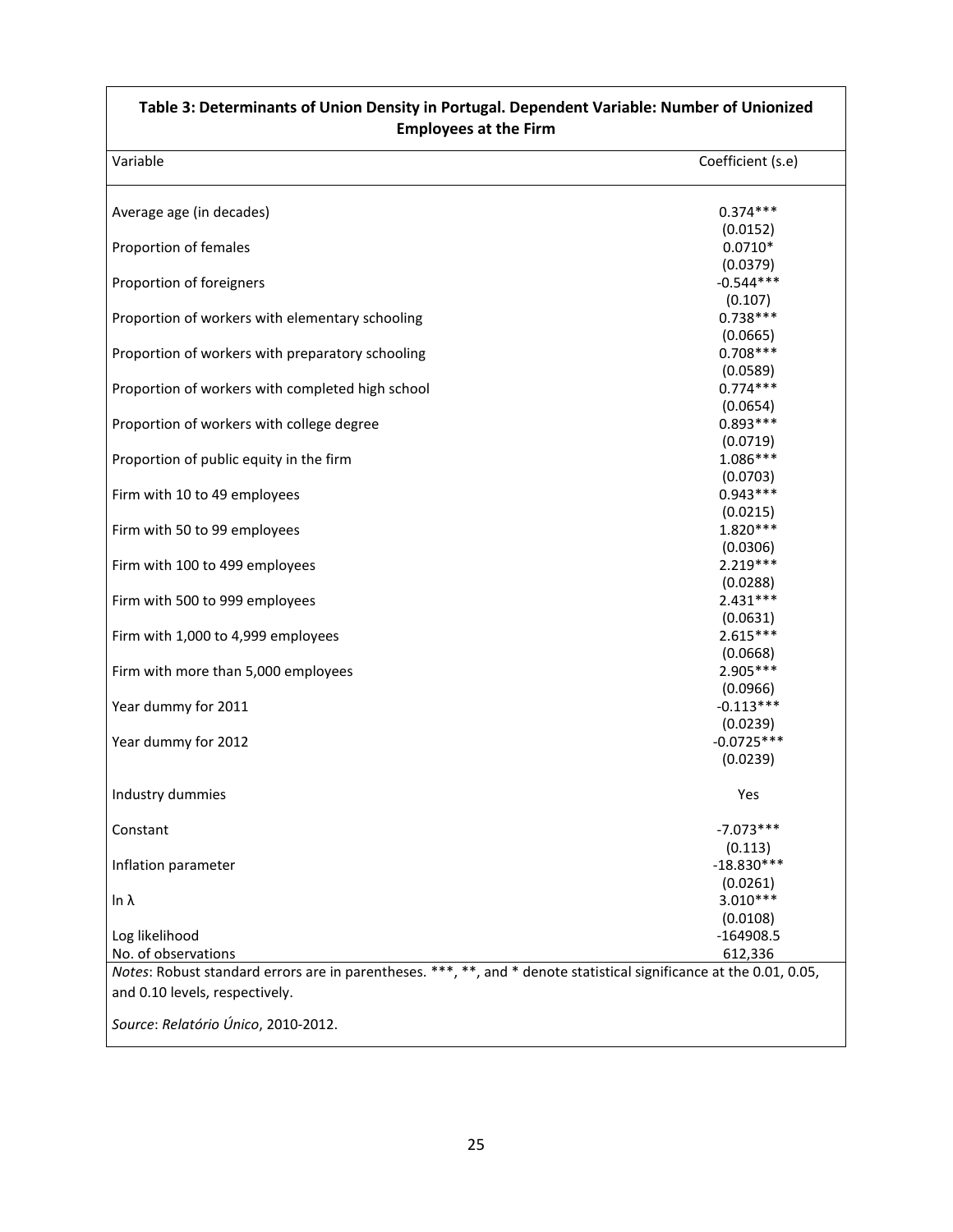**Table 3: Determinants of Union Density in Portugal. Dependent Variable: Number of Unionized Employees at the Firm**

| Variable | Coefficient (s.e) |
|---|---|
| Average age (in decades) | 0.374*** |
| | (0.0152) |
| Proportion of females | 0.0710* |
| | (0.0379) |
| Proportion of foreigners | -0.544*** |
| | (0.107) |
| Proportion of workers with elementary schooling | 0.738*** |
| | (0.0665) |
| Proportion of workers with preparatory schooling | 0.708*** |
| | (0.0589) |
| Proportion of workers with completed high school | 0.774*** |
| | (0.0654) |
| Proportion of workers with college degree | 0.893*** |
| | (0.0719) |
| Proportion of public equity in the firm | 1.086*** |
| | (0.0703) |
| Firm with 10 to 49 employees | 0.943*** |
| | (0.0215) |
| Firm with 50 to 99 employees | 1.820*** |
| | (0.0306) |
| Firm with 100 to 499 employees | 2.219*** |
| | (0.0288) |
| Firm with 500 to 999 employees | 2.431*** |
| | (0.0631) |
| Firm with 1,000 to 4,999 employees | 2.615*** |
| | (0.0668) |
| Firm with more than 5,000 employees | 2.905*** |
| | (0.0966) |
| Year dummy for 2011 | -0.113*** |
| | (0.0239) |
| Year dummy for 2012 | -0.0725*** |
| | (0.0239) |
| Industry dummies | Yes |
| Constant | -7.073*** |
| | (0.113) |
| Inflation parameter | -18.830*** |
| | (0.0261) |
| ln $\lambda$ | 3.010*** |
| | (0.0108) |
| Log likelihood | -164908.5 |
| No. of observations | 612,336 |

*Notes*: Robust standard errors are in parentheses. ***, **, and * denote statistical significance at the 0.01, 0.05, and 0.10 levels, respectively.

*Source*: *Relatório Único*, 2010-2012.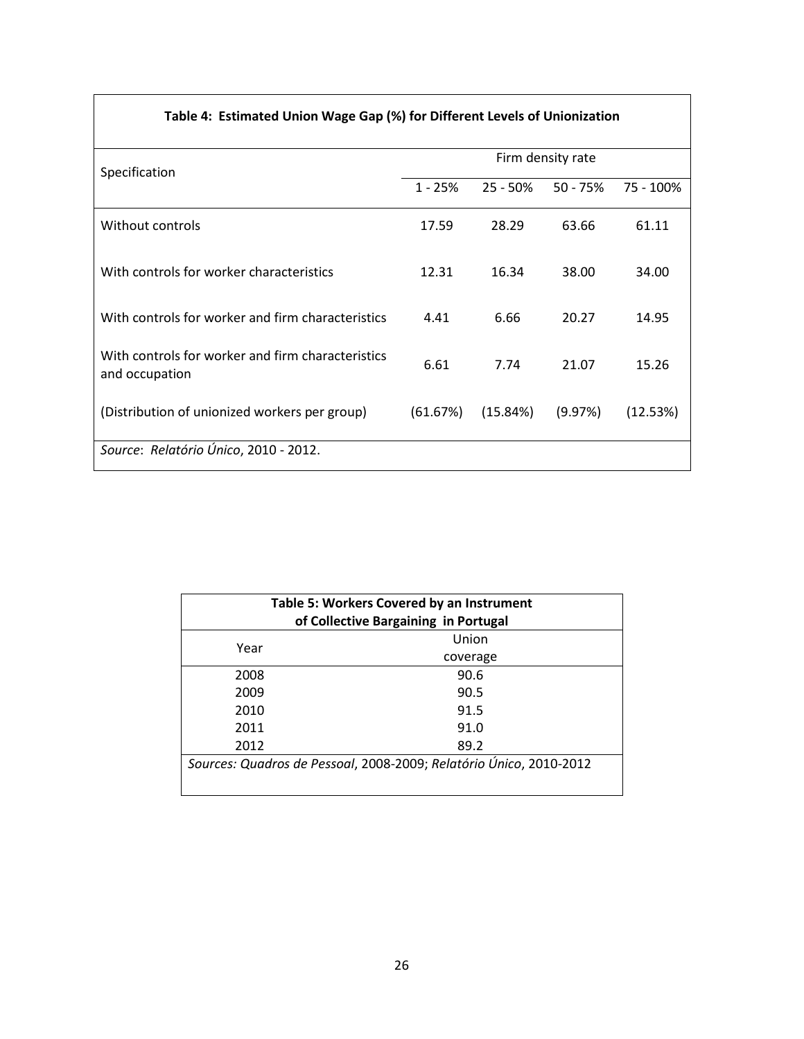**Table 4: Estimated Union Wage Gap (%) for Different Levels of Unionization**

| Specification | Firm density rate | | | |
|---|---|---|---|---|
| | 1 - 25% | 25 - 50% | 50 - 75% | 75 - 100% |
| Without controls | 17.59 | 28.29 | 63.66 | 61.11 |
| With controls for worker characteristics | 12.31 | 16.34 | 38.00 | 34.00 |
| With controls for worker and firm characteristics | 4.41 | 6.66 | 20.27 | 14.95 |
| With controls for worker and firm characteristics and occupation | 6.61 | 7.74 | 21.07 | 15.26 |
| (Distribution of unionized workers per group) | (61.67%) | (15.84%) | (9.97%) | (12.53%) |

*Source*: *Relatório Único*, 2010 - 2012.

**Table 5: Workers Covered by an Instrument of Collective Bargaining in Portugal**

| Year | Union coverage |
|---|---|
| 2008 | 90.6 |
| 2009 | 90.5 |
| 2010 | 91.5 |
| 2011 | 91.0 |
| 2012 | 89.2 |

*Sources: Quadros de Pessoal*, 2008-2009; *Relatório Único*, 2010-2012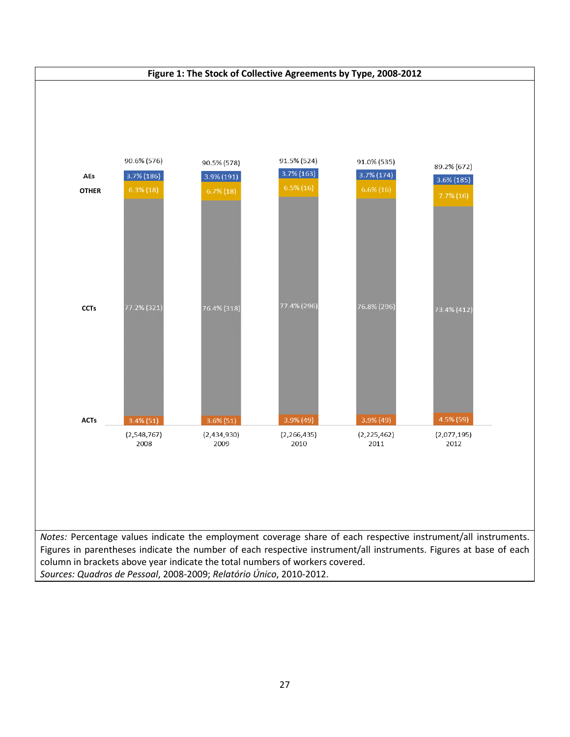**Figure 1: The Stock of Collective Agreements by Type, 2008-2012**

| | 2008 | 2009 | 2010 | 2011 | 2012 |
|---|---|---|---|---|---|
| Total (top of column) | 90.6% (576) | 90.5% (578) | 91.5% (524) | 91.0% (535) | 89.2% (672) |
| AEs | 3.7% (186) | 3.9% (191) | 3.7% (163) | 3.7% (174) | 3.6% (185) |
| OTHER | 6.3% (18) | 6.7% (18) | 6.5% (16) | 6.6% (16) | 7.7% (16) |
| CCTs | 77.2% (321) | 76.4% (318) | 77.4% (296) | 76.8% (296) | 73.4% (412) |
| ACTs | 3.4% (51) | 3.6% (51) | 3.9% (49) | 3.9% (49) | 4.5% (59) |
| Workers covered | (2,548,767) | (2,434,930) | (2,266,435) | (2,225,462) | (2,077,195) |

*Notes:* Percentage values indicate the employment coverage share of each respective instrument/all instruments. Figures in parentheses indicate the number of each respective instrument/all instruments. Figures at base of each column in brackets above year indicate the total numbers of workers covered.

*Sources: Quadros de Pessoal*, 2008-2009; *Relatório Único*, 2010-2012.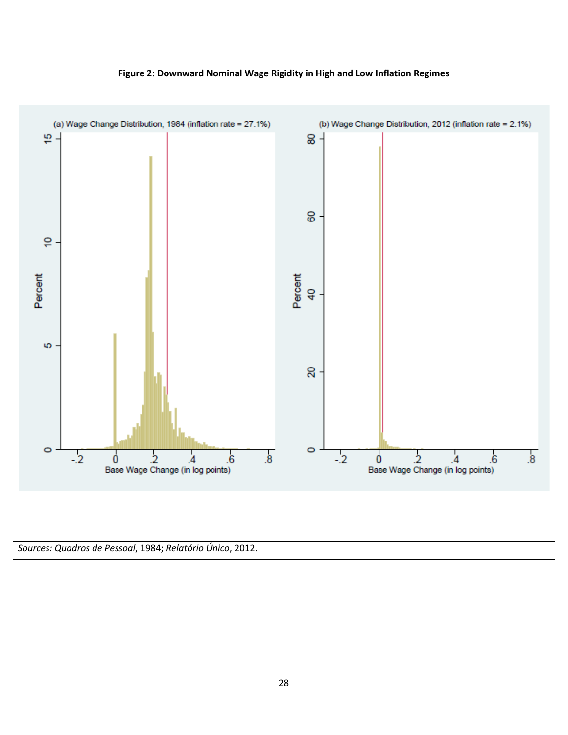**Figure 2: Downward Nominal Wage Rigidity in High and Low Inflation Regimes**

(a) Wage Change Distribution, 1984 (inflation rate = 27.1%)

Percent

0
5
10
15

-.2
0
.2
.4
.6
.8

Base Wage Change (in log points)

(b) Wage Change Distribution, 2012 (inflation rate = 2.1%)

Percent

0
20
40
60
80

-.2
0
.2
.4
.6
.8

Base Wage Change (in log points)

*Sources: Quadros de Pessoal*, 1984; *Relatório Único*, 2012.